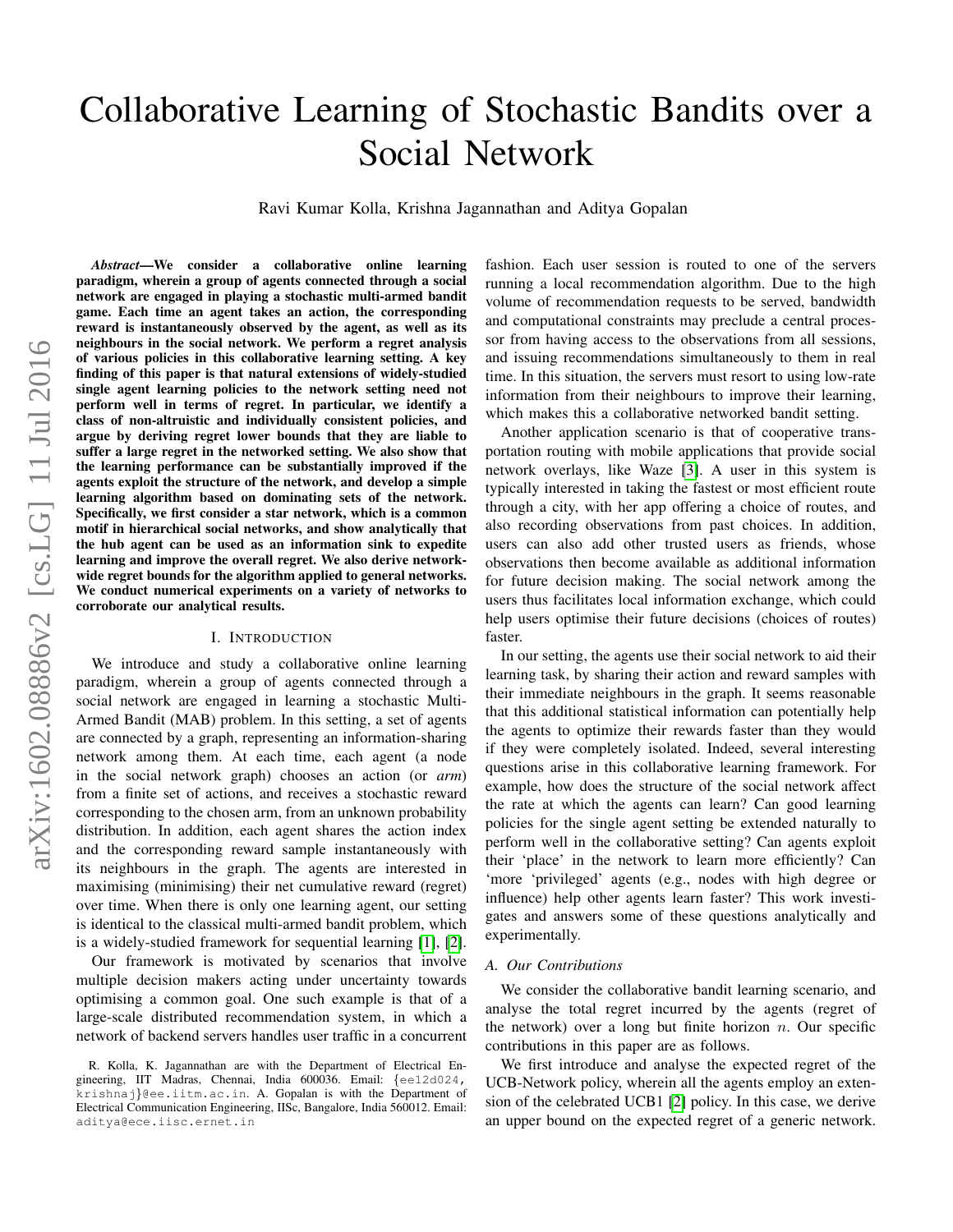# Collaborative Learning of Stochastic Bandits over a Social Network

Ravi Kumar Kolla, Krishna Jagannathan and Aditya Gopalan

***Abstract*—We consider a collaborative online learning paradigm, wherein a group of agents connected through a social network are engaged in playing a stochastic multi-armed bandit game. Each time an agent takes an action, the corresponding reward is instantaneously observed by the agent, as well as its neighbours in the social network. We perform a regret analysis of various policies in this collaborative learning setting. A key finding of this paper is that natural extensions of widely-studied single agent learning policies to the network setting need not perform well in terms of regret. In particular, we identify a class of non-altruistic and individually consistent policies, and argue by deriving regret lower bounds that they are liable to suffer a large regret in the networked setting. We also show that the learning performance can be substantially improved if the agents exploit the structure of the network, and develop a simple learning algorithm based on dominating sets of the network. Specifically, we first consider a star network, which is a common motif in hierarchical social networks, and show analytically that the hub agent can be used as an information sink to expedite learning and improve the overall regret. We also derive network-wide regret bounds for the algorithm applied to general networks. We conduct numerical experiments on a variety of networks to corroborate our analytical results.**

## I. Introduction

We introduce and study a collaborative online learning paradigm, wherein a group of agents connected through a social network are engaged in learning a stochastic Multi-Armed Bandit (MAB) problem. In this setting, a set of agents are connected by a graph, representing an information-sharing network among them. At each time, each agent (a node in the social network graph) chooses an action (or *arm*) from a finite set of actions, and receives a stochastic reward corresponding to the chosen arm, from an unknown probability distribution. In addition, each agent shares the action index and the corresponding reward sample instantaneously with its neighbours in the graph. The agents are interested in maximising (minimising) their net cumulative reward (regret) over time. When there is only one learning agent, our setting is identical to the classical multi-armed bandit problem, which is a widely-studied framework for sequential learning [1], [2].

Our framework is motivated by scenarios that involve multiple decision makers acting under uncertainty towards optimising a common goal. One such example is that of a large-scale distributed recommendation system, in which a network of backend servers handles user traffic in a concurrent fashion. Each user session is routed to one of the servers running a local recommendation algorithm. Due to the high volume of recommendation requests to be served, bandwidth and computational constraints may preclude a central processor from having access to the observations from all sessions, and issuing recommendations simultaneously to them in real time. In this situation, the servers must resort to using low-rate information from their neighbours to improve their learning, which makes this a collaborative networked bandit setting.

Another application scenario is that of cooperative transportation routing with mobile applications that provide social network overlays, like Waze [3]. A user in this system is typically interested in taking the fastest or most efficient route through a city, with her app offering a choice of routes, and also recording observations from past choices. In addition, users can also add other trusted users as friends, whose observations then become available as additional information for future decision making. The social network among the users thus facilitates local information exchange, which could help users optimise their future decisions (choices of routes) faster.

In our setting, the agents use their social network to aid their learning task, by sharing their action and reward samples with their immediate neighbours in the graph. It seems reasonable that this additional statistical information can potentially help the agents to optimize their rewards faster than they would if they were completely isolated. Indeed, several interesting questions arise in this collaborative learning framework. For example, how does the structure of the social network affect the rate at which the agents can learn? Can good learning policies for the single agent setting be extended naturally to perform well in the collaborative setting? Can agents exploit their 'place' in the network to learn more efficiently? Can 'more 'privileged' agents (e.g., nodes with high degree or influence) help other agents learn faster? This work investigates and answers some of these questions analytically and experimentally.

### A. Our Contributions

We consider the collaborative bandit learning scenario, and analyse the total regret incurred by the agents (regret of the network) over a long but finite horizon $n$. Our specific contributions in this paper are as follows.

We first introduce and analyse the expected regret of the UCB-Network policy, wherein all the agents employ an extension of the celebrated UCB1 [2] policy. In this case, we derive an upper bound on the expected regret of a generic network.

R. Kolla, K. Jagannathan are with the Department of Electrical Engineering, IIT Madras, Chennai, India 600036. Email: {ee12d024, krishnaj}@ee.iitm.ac.in. A. Gopalan is with the Department of Electrical Communication Engineering, IISc, Bangalore, India 560012. Email: aditya@ece.iisc.ernet.in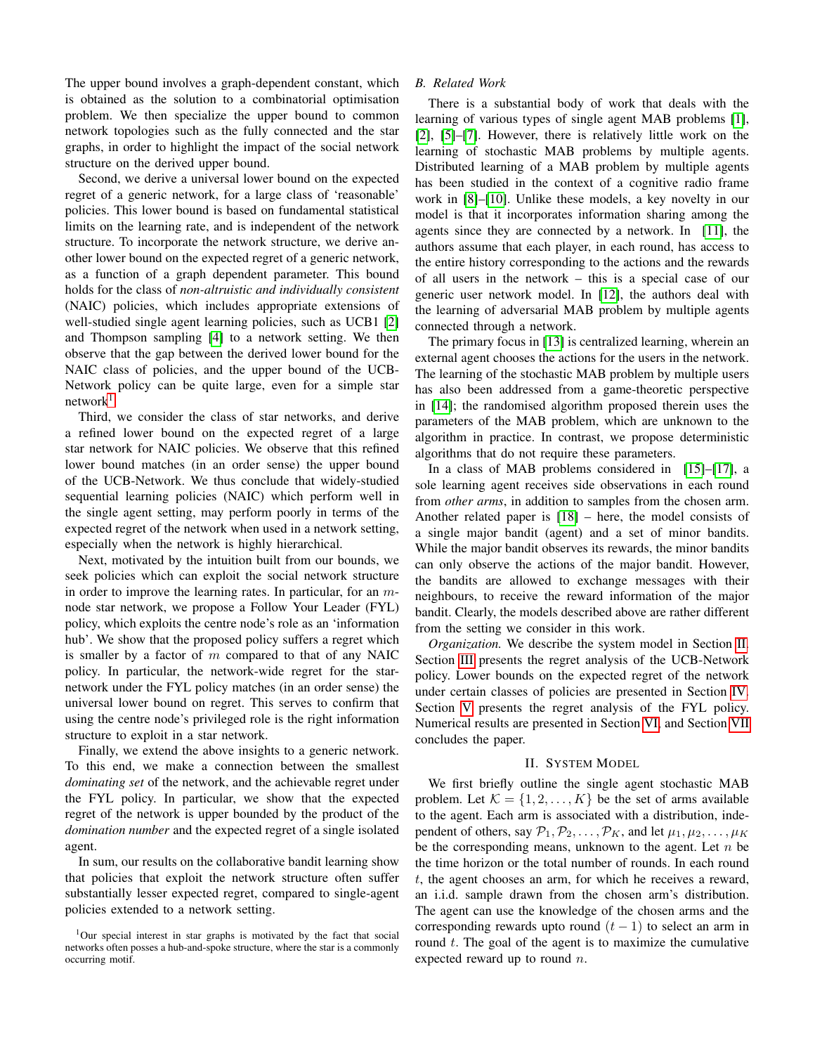The upper bound involves a graph-dependent constant, which is obtained as the solution to a combinatorial optimisation problem. We then specialize the upper bound to common network topologies such as the fully connected and the star graphs, in order to highlight the impact of the social network structure on the derived upper bound.

Second, we derive a universal lower bound on the expected regret of a generic network, for a large class of 'reasonable' policies. This lower bound is based on fundamental statistical limits on the learning rate, and is independent of the network structure. To incorporate the network structure, we derive another lower bound on the expected regret of a generic network, as a function of a graph dependent parameter. This bound holds for the class of *non-altruistic and individually consistent* (NAIC) policies, which includes appropriate extensions of well-studied single agent learning policies, such as UCB1 [2] and Thompson sampling [4] to a network setting. We then observe that the gap between the derived lower bound for the NAIC class of policies, and the upper bound of the UCB-Network policy can be quite large, even for a simple star network[1].

Third, we consider the class of star networks, and derive a refined lower bound on the expected regret of a large star network for NAIC policies. We observe that this refined lower bound matches (in an order sense) the upper bound of the UCB-Network. We thus conclude that widely-studied sequential learning policies (NAIC) which perform well in the single agent setting, may perform poorly in terms of the expected regret of the network when used in a network setting, especially when the network is highly hierarchical.

Next, motivated by the intuition built from our bounds, we seek policies which can exploit the social network structure in order to improve the learning rates. In particular, for an $m$-node star network, we propose a Follow Your Leader (FYL) policy, which exploits the centre node's role as an 'information hub'. We show that the proposed policy suffers a regret which is smaller by a factor of $m$ compared to that of any NAIC policy. In particular, the network-wide regret for the star-network under the FYL policy matches (in an order sense) the universal lower bound on regret. This serves to confirm that using the centre node's privileged role is the right information structure to exploit in a star network.

Finally, we extend the above insights to a generic network. To this end, we make a connection between the smallest *dominating set* of the network, and the achievable regret under the FYL policy. In particular, we show that the expected regret of the network is upper bounded by the product of the *domination number* and the expected regret of a single isolated agent.

In sum, our results on the collaborative bandit learning show that policies that exploit the network structure often suffer substantially lesser expected regret, compared to single-agent policies extended to a network setting.

[1] Our special interest in star graphs is motivated by the fact that social networks often posses a hub-and-spoke structure, where the star is a commonly occurring motif.

### B. Related Work

There is a substantial body of work that deals with the learning of various types of single agent MAB problems [1], [2], [5]–[7]. However, there is relatively little work on the learning of stochastic MAB problems by multiple agents. Distributed learning of a MAB problem by multiple agents has been studied in the context of a cognitive radio frame work in [8]–[10]. Unlike these models, a key novelty in our model is that it incorporates information sharing among the agents since they are connected by a network. In [11], the authors assume that each player, in each round, has access to the entire history corresponding to the actions and the rewards of all users in the network – this is a special case of our generic user network model. In [12], the authors deal with the learning of adversarial MAB problem by multiple agents connected through a network.

The primary focus in [13] is centralized learning, wherein an external agent chooses the actions for the users in the network. The learning of the stochastic MAB problem by multiple users has also been addressed from a game-theoretic perspective in [14]; the randomised algorithm proposed therein uses the parameters of the MAB problem, which are unknown to the algorithm in practice. In contrast, we propose deterministic algorithms that do not require these parameters.

In a class of MAB problems considered in [15]–[17], a sole learning agent receives side observations in each round from *other arms*, in addition to samples from the chosen arm. Another related paper is [18] – here, the model consists of a single major bandit (agent) and a set of minor bandits. While the major bandit observes its rewards, the minor bandits can only observe the actions of the major bandit. However, the bandits are allowed to exchange messages with their neighbours, to receive the reward information of the major bandit. Clearly, the models described above are rather different from the setting we consider in this work.

*Organization.* We describe the system model in Section II. Section III presents the regret analysis of the UCB-Network policy. Lower bounds on the expected regret of the network under certain classes of policies are presented in Section IV. Section V presents the regret analysis of the FYL policy. Numerical results are presented in Section VI, and Section VII concludes the paper.

## II. System Model

We first briefly outline the single agent stochastic MAB problem. Let $\mathcal{K} = \{1, 2, \ldots, K\}$ be the set of arms available to the agent. Each arm is associated with a distribution, independent of others, say $\mathcal{P}_1, \mathcal{P}_2, \ldots, \mathcal{P}_K$, and let $\mu_1, \mu_2, \ldots, \mu_K$ be the corresponding means, unknown to the agent. Let $n$ be the time horizon or the total number of rounds. In each round $t$, the agent chooses an arm, for which he receives a reward, an i.i.d. sample drawn from the chosen arm's distribution. The agent can use the knowledge of the chosen arms and the corresponding rewards upto round $(t-1)$ to select an arm in round $t$. The goal of the agent is to maximize the cumulative expected reward up to round $n$.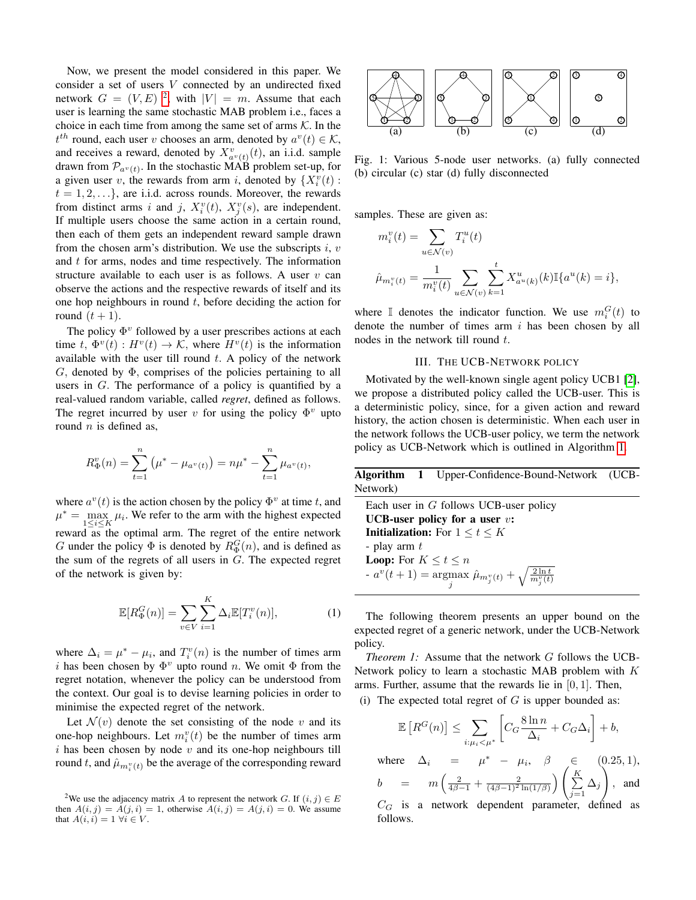Now, we present the model considered in this paper. We consider a set of users $V$ connected by an undirected fixed network $G = (V, E)$ [2], with $|V| = m$. Assume that each user is learning the same stochastic MAB problem i.e., faces a choice in each time from among the same set of arms $\mathcal{K}$. In the $t^{th}$ round, each user $v$ chooses an arm, denoted by $a^v(t) \in \mathcal{K}$, and receives a reward, denoted by $X^v_{a^v(t)}(t)$, an i.i.d. sample drawn from $\mathcal{P}_{a^v(t)}$. In the stochastic MAB problem set-up, for a given user $v$, the rewards from arm $i$, denoted by $\{X^v_i(t) : t = 1, 2, \ldots\}$, are i.i.d. across rounds. Moreover, the rewards from distinct arms $i$ and $j$, $X^v_i(t)$, $X^v_j(s)$, are independent. If multiple users choose the same action in a certain round, then each of them gets an independent reward sample drawn from the chosen arm's distribution. We use the subscripts $i$, $v$ and $t$ for arms, nodes and time respectively. The information structure available to each user is as follows. A user $v$ can observe the actions and the respective rewards of itself and its one hop neighbours in round $t$, before deciding the action for round $(t + 1)$.

The policy $\Phi^v$ followed by a user prescribes actions at each time $t$, $\Phi^v(t) : H^v(t) \to \mathcal{K}$, where $H^v(t)$ is the information available with the user till round $t$. A policy of the network $G$, denoted by $\Phi$, comprises of the policies pertaining to all users in $G$. The performance of a policy is quantified by a real-valued random variable, called *regret*, defined as follows. The regret incurred by user $v$ for using the policy $\Phi^v$ upto round $n$ is defined as,

$$R^v_\Phi(n) = \sum_{t=1}^{n} \left(\mu^* - \mu_{a^v(t)}\right) = n\mu^* - \sum_{t=1}^{n} \mu_{a^v(t)},$$

where $a^v(t)$ is the action chosen by the policy $\Phi^v$ at time $t$, and $\mu^* = \max_{1 \leq i \leq K} \mu_i$. We refer to the arm with the highest expected reward as the optimal arm. The regret of the entire network $G$ under the policy $\Phi$ is denoted by $R^G_\Phi(n)$, and is defined as the sum of the regrets of all users in $G$. The expected regret of the network is given by:

$$\mathbb{E}[R^G_\Phi(n)] = \sum_{v \in V} \sum_{i=1}^{K} \Delta_i \mathbb{E}[T^v_i(n)], \tag{1}$$

where $\Delta_i = \mu^* - \mu_i$, and $T^v_i(n)$ is the number of times arm $i$ has been chosen by $\Phi^v$ upto round $n$. We omit $\Phi$ from the regret notation, whenever the policy can be understood from the context. Our goal is to devise learning policies in order to minimise the expected regret of the network.

Let $\mathcal{N}(v)$ denote the set consisting of the node $v$ and its one-hop neighbours. Let $m^v_i(t)$ be the number of times arm $i$ has been chosen by node $v$ and its one-hop neighbours till round $t$, and $\hat{\mu}_{m^v_i(t)}$ be the average of the corresponding reward samples. These are given as:

$$m^v_i(t) = \sum_{u \in \mathcal{N}(v)} T^u_i(t)$$

$$\hat{\mu}_{m^v_i(t)} = \frac{1}{m^v_i(t)} \sum_{u \in \mathcal{N}(v)} \sum_{k=1}^{t} X^u_{a^u(k)}(k) \mathbb{I}\{a^u(k) = i\},$$

where $\mathbb{I}$ denotes the indicator function. We use $m^G_i(t)$ to denote the number of times arm $i$ has been chosen by all nodes in the network till round $t$.

[2] We use the adjacency matrix $A$ to represent the network $G$. If $(i, j) \in E$ then $A(i, j) = A(j, i) = 1$, otherwise $A(i, j) = A(j, i) = 0$. We assume that $A(i, i) = 1 \ \forall i \in V$.

Fig. 1: Various 5-node user networks. (a) fully connected (b) circular (c) star (d) fully disconnected

## III. The UCB-Network policy

Motivated by the well-known single agent policy UCB1 [2], we propose a distributed policy called the UCB-user. This is a deterministic policy, since, for a given action and reward history, the action chosen is deterministic. When each user in the network follows the UCB-user policy, we term the network policy as UCB-Network which is outlined in Algorithm 1.

**Algorithm 1** Upper-Confidence-Bound-Network (UCB-Network)

Each user in $G$ follows UCB-user policy
**UCB-user policy for a user** $v$**:**
**Initialization:** For $1 \leq t \leq K$
- play arm $t$
**Loop:** For $K \leq t \leq n$
- $a^v(t + 1) = \underset{j}{\operatorname{argmax}}\ \hat{\mu}_{m^v_j(t)} + \sqrt{\frac{2 \ln t}{m^v_j(t)}}$

The following theorem presents an upper bound on the expected regret of a generic network, under the UCB-Network policy.

*Theorem 1:* Assume that the network $G$ follows the UCB-Network policy to learn a stochastic MAB problem with $K$ arms. Further, assume that the rewards lie in $[0, 1]$. Then,

(i) The expected total regret of $G$ is upper bounded as:

$$\mathbb{E}\left[R^G(n)\right] \leq \sum_{i: \mu_i < \mu^*} \left[C_G \frac{8 \ln n}{\Delta_i} + C_G \Delta_i\right] + b,$$

where $\Delta_i = \mu^* - \mu_i$, $\beta \in (0.25, 1)$, $b = m\left(\frac{2}{4\beta - 1} + \frac{2}{(4\beta - 1)^2 \ln(1/\beta)}\right)\left(\sum_{j=1}^{K} \Delta_j\right)$, and $C_G$ is a network dependent parameter, defined as follows.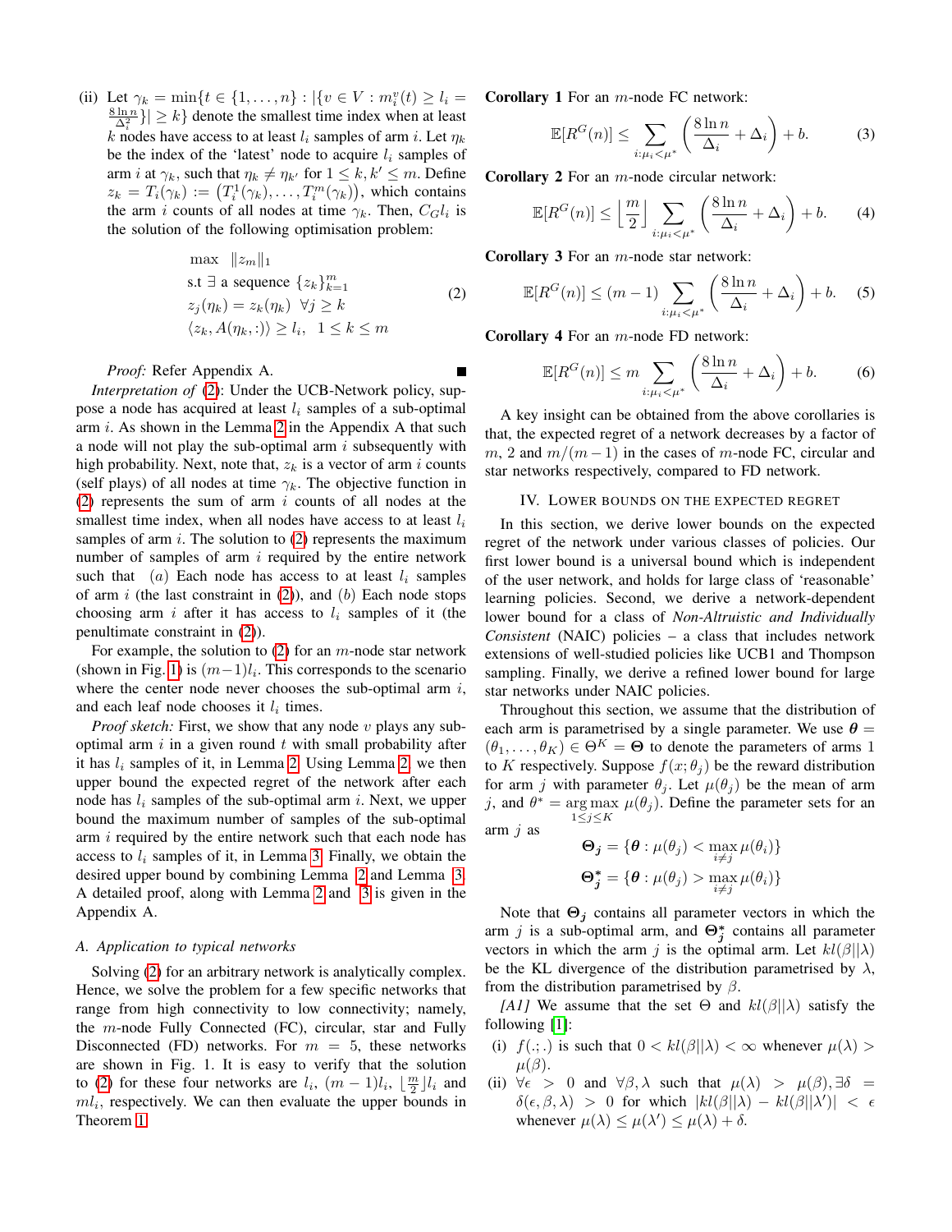(ii) Let $\gamma_k = \min\{t \in \{1, \ldots, n\} : |\{v \in V : m_i^v(t) \geq l_i = \frac{8 \ln n}{\Delta_i^2}\}| \geq k\}$ denote the smallest time index when at least $k$ nodes have access to at least $l_i$ samples of arm $i$. Let $\eta_k$ be the index of the 'latest' node to acquire $l_i$ samples of arm $i$ at $\gamma_k$, such that $\eta_k \neq \eta_{k'}$ for $1 \leq k, k' \leq m$. Define $z_k = T_i(\gamma_k) := \left(T_i^1(\gamma_k), \ldots, T_i^m(\gamma_k)\right)$, which contains the arm $i$ counts of all nodes at time $\gamma_k$. Then, $C_G l_i$ is the solution of the following optimisation problem:

$$\begin{aligned} &\max \quad \|z_m\|_1 \\ &\text{s.t } \exists \text{ a sequence } \{z_k\}_{k=1}^m \\ &z_j(\eta_k) = z_k(\eta_k) \;\; \forall j \geq k \\ &\langle z_k, A(\eta_k, :)\rangle \geq l_i, \;\; 1 \leq k \leq m \end{aligned} \tag{2}$$

*Proof:* Refer Appendix A. ∎

*Interpretation of* (2): Under the UCB-Network policy, suppose a node has acquired at least $l_i$ samples of a sub-optimal arm $i$. As shown in the Lemma 2 in the Appendix A that such a node will not play the sub-optimal arm $i$ subsequently with high probability. Next, note that, $z_k$ is a vector of arm $i$ counts (self plays) of all nodes at time $\gamma_k$. The objective function in (2) represents the sum of arm $i$ counts of all nodes at the smallest time index, when all nodes have access to at least $l_i$ samples of arm $i$. The solution to (2) represents the maximum number of samples of arm $i$ required by the entire network such that $(a)$ Each node has access to at least $l_i$ samples of arm $i$ (the last constraint in (2)), and $(b)$ Each node stops choosing arm $i$ after it has access to $l_i$ samples of it (the penultimate constraint in (2)).

For example, the solution to (2) for an $m$-node star network (shown in Fig. 1) is $(m-1)l_i$. This corresponds to the scenario where the center node never chooses the sub-optimal arm $i$, and each leaf node chooses it $l_i$ times.

*Proof sketch:* First, we show that any node $v$ plays any sub-optimal arm $i$ in a given round $t$ with small probability after it has $l_i$ samples of it, in Lemma 2. Using Lemma 2, we then upper bound the expected regret of the network after each node has $l_i$ samples of the sub-optimal arm $i$. Next, we upper bound the maximum number of samples of the sub-optimal arm $i$ required by the entire network such that each node has access to $l_i$ samples of it, in Lemma 3. Finally, we obtain the desired upper bound by combining Lemma 2 and Lemma 3. A detailed proof, along with Lemma 2 and 3 is given in the Appendix A.

### A. Application to typical networks

Solving (2) for an arbitrary network is analytically complex. Hence, we solve the problem for a few specific networks that range from high connectivity to low connectivity; namely, the $m$-node Fully Connected (FC), circular, star and Fully Disconnected (FD) networks. For $m = 5$, these networks are shown in Fig. 1. It is easy to verify that the solution to (2) for these four networks are $l_i$, $(m-1)l_i$, $\lfloor \frac{m}{2} \rfloor l_i$ and $ml_i$, respectively. We can then evaluate the upper bounds in Theorem 1.

**Corollary 1** For an $m$-node FC network:

$$\mathbb{E}[R^G(n)] \leq \sum_{i:\mu_i<\mu^*} \left(\frac{8 \ln n}{\Delta_i} + \Delta_i\right) + b. \tag{3}$$

**Corollary 2** For an $m$-node circular network:

$$\mathbb{E}[R^G(n)] \leq \left\lfloor \frac{m}{2} \right\rfloor \sum_{i:\mu_i<\mu^*} \left(\frac{8 \ln n}{\Delta_i} + \Delta_i\right) + b. \tag{4}$$

**Corollary 3** For an $m$-node star network:

$$\mathbb{E}[R^G(n)] \leq (m-1) \sum_{i:\mu_i<\mu^*} \left(\frac{8 \ln n}{\Delta_i} + \Delta_i\right) + b. \tag{5}$$

**Corollary 4** For an $m$-node FD network:

$$\mathbb{E}[R^G(n)] \leq m \sum_{i:\mu_i<\mu^*} \left(\frac{8 \ln n}{\Delta_i} + \Delta_i\right) + b. \tag{6}$$

A key insight can be obtained from the above corollaries is that, the expected regret of a network decreases by a factor of $m$, 2 and $m/(m-1)$ in the cases of $m$-node FC, circular and star networks respectively, compared to FD network.

## IV. Lower bounds on the expected regret

In this section, we derive lower bounds on the expected regret of the network under various classes of policies. Our first lower bound is a universal bound which is independent of the user network, and holds for large class of 'reasonable' learning policies. Second, we derive a network-dependent lower bound for a class of *Non-Altruistic and Individually Consistent* (NAIC) policies – a class that includes network extensions of well-studied policies like UCB1 and Thompson sampling. Finally, we derive a refined lower bound for large star networks under NAIC policies.

Throughout this section, we assume that the distribution of each arm is parametrised by a single parameter. We use $\boldsymbol{\theta} = (\theta_1, \ldots, \theta_K) \in \Theta^K = \boldsymbol{\Theta}$ to denote the parameters of arms 1 to $K$ respectively. Suppose $f(x; \theta_j)$ be the reward distribution for arm $j$ with parameter $\theta_j$. Let $\mu(\theta_j)$ be the mean of arm $j$, and $\theta^* = \arg\max_{1 \leq j \leq K} \mu(\theta_j)$. Define the parameter sets for an arm $j$ as

$$\boldsymbol{\Theta_j} = \{\boldsymbol{\theta} : \mu(\theta_j) < \max_{i \neq j} \mu(\theta_i)\}$$
$$\boldsymbol{\Theta_j^*} = \{\boldsymbol{\theta} : \mu(\theta_j) > \max_{i \neq j} \mu(\theta_i)\}$$

Note that $\boldsymbol{\Theta_j}$ contains all parameter vectors in which the arm $j$ is a sub-optimal arm, and $\boldsymbol{\Theta_j^*}$ contains all parameter vectors in which the arm $j$ is the optimal arm. Let $kl(\beta||\lambda)$ be the KL divergence of the distribution parametrised by $\lambda$, from the distribution parametrised by $\beta$.

*[A1]* We assume that the set $\Theta$ and $kl(\beta||\lambda)$ satisfy the following [1]:

(i) $f(.;.)$ is such that $0 < kl(\beta||\lambda) < \infty$ whenever $\mu(\lambda) > \mu(\beta)$.

(ii) $\forall \epsilon > 0$ and $\forall \beta, \lambda$ such that $\mu(\lambda) > \mu(\beta), \exists \delta = \delta(\epsilon, \beta, \lambda) > 0$ for which $|kl(\beta||\lambda) - kl(\beta||\lambda')| < \epsilon$ whenever $\mu(\lambda) \leq \mu(\lambda') \leq \mu(\lambda) + \delta$.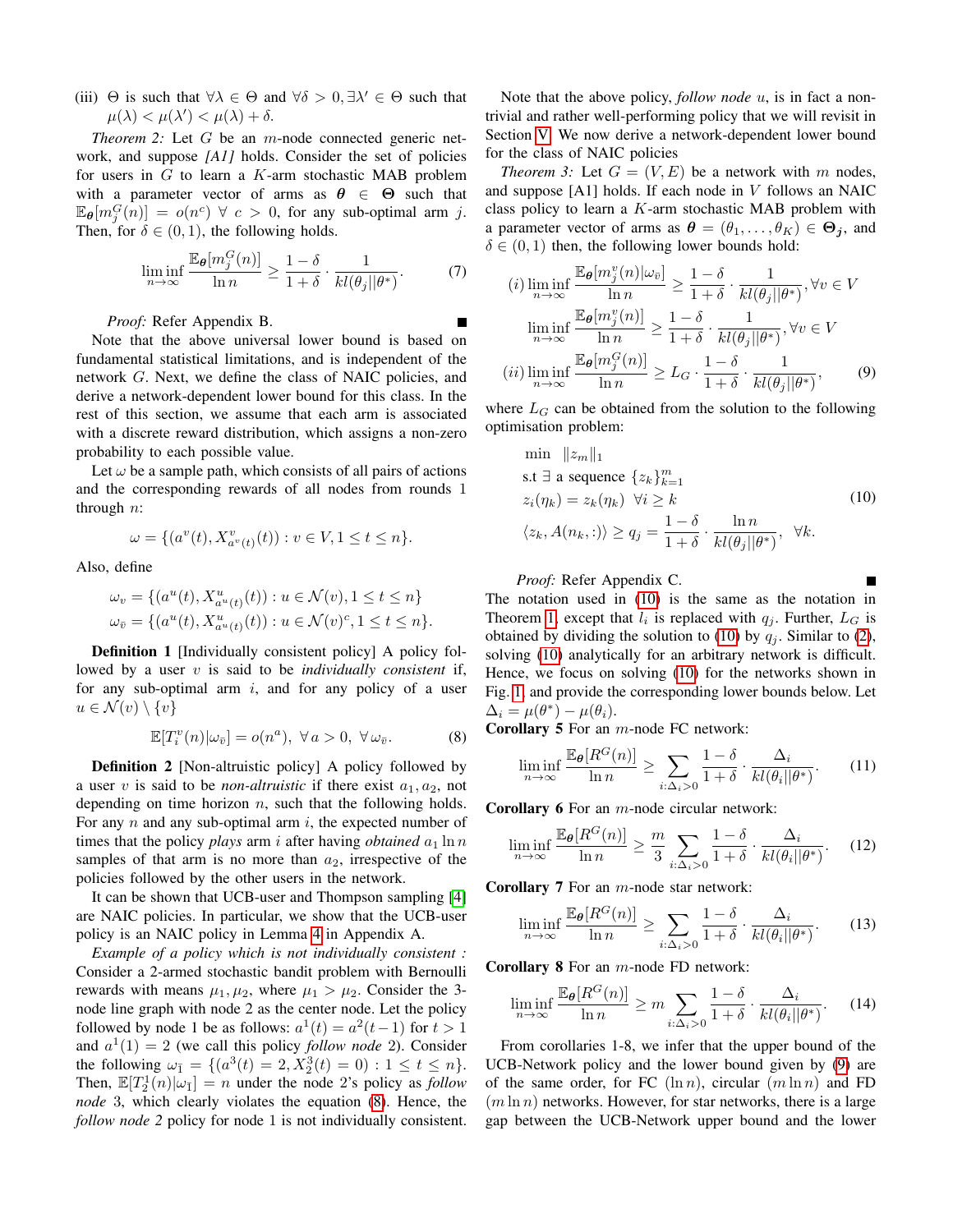(iii) $\Theta$ is such that $\forall \lambda \in \Theta$ and $\forall \delta > 0, \exists \lambda' \in \Theta$ such that $\mu(\lambda) < \mu(\lambda') < \mu(\lambda) + \delta$.

*Theorem 2:* Let $G$ be an $m$-node connected generic network, and suppose *[A1]* holds. Consider the set of policies for users in $G$ to learn a $K$-arm stochastic MAB problem with a parameter vector of arms as $\boldsymbol{\theta} \in \boldsymbol{\Theta}$ such that $\mathbb{E}_{\boldsymbol{\theta}}[m_j^G(n)] = o(n^c)\ \forall\ c > 0$, for any sub-optimal arm $j$. Then, for $\delta \in (0,1)$, the following holds.

$$\liminf_{n\to\infty} \frac{\mathbb{E}_{\boldsymbol{\theta}}[m_j^G(n)]}{\ln n} \geq \frac{1-\delta}{1+\delta} \cdot \frac{1}{kl(\theta_j||\theta^*)}. \tag{7}$$

*Proof:* Refer Appendix B. ■

Note that the above universal lower bound is based on fundamental statistical limitations, and is independent of the network $G$. Next, we define the class of NAIC policies, and derive a network-dependent lower bound for this class. In the rest of this section, we assume that each arm is associated with a discrete reward distribution, which assigns a non-zero probability to each possible value.

Let $\omega$ be a sample path, which consists of all pairs of actions and the corresponding rewards of all nodes from rounds 1 through $n$:

$$\omega = \{(a^v(t), X^v_{a^v(t)}(t)) : v \in V, 1 \leq t \leq n\}.$$

Also, define

$$\omega_v = \{(a^u(t), X^u_{a^u(t)}(t)) : u \in \mathcal{N}(v), 1 \leq t \leq n\}$$
$$\omega_{\bar{v}} = \{(a^u(t), X^u_{a^u(t)}(t)) : u \in \mathcal{N}(v)^c, 1 \leq t \leq n\}.$$

**Definition 1** [Individually consistent policy] A policy followed by a user $v$ is said to be *individually consistent* if, for any sub-optimal arm $i$, and for any policy of a user $u \in \mathcal{N}(v) \setminus \{v\}$

$$\mathbb{E}[T_i^v(n)|\omega_{\bar{v}}] = o(n^a),\ \forall\, a > 0,\ \forall\, \omega_{\bar{v}}. \tag{8}$$

**Definition 2** [Non-altruistic policy] A policy followed by a user $v$ is said to be *non-altruistic* if there exist $a_1, a_2$, not depending on time horizon $n$, such that the following holds. For any $n$ and any sub-optimal arm $i$, the expected number of times that the policy *plays* arm $i$ after having *obtained* $a_1 \ln n$ samples of that arm is no more than $a_2$, irrespective of the policies followed by the other users in the network.

It can be shown that UCB-user and Thompson sampling [4] are NAIC policies. In particular, we show that the UCB-user policy is an NAIC policy in Lemma 4 in Appendix A.

*Example of a policy which is not individually consistent :* Consider a 2-armed stochastic bandit problem with Bernoulli rewards with means $\mu_1, \mu_2$, where $\mu_1 > \mu_2$. Consider the 3-node line graph with node 2 as the center node. Let the policy followed by node 1 be as follows: $a^1(t) = a^2(t-1)$ for $t > 1$ and $a^1(1) = 2$ (we call this policy *follow node* 2). Consider the following $\omega_{\bar{1}} = \{(a^3(t) = 2, X_2^3(t) = 0) : 1 \leq t \leq n\}$. Then, $\mathbb{E}[T_2^1(n)|\omega_{\bar{1}}] = n$ under the node 2's policy as *follow node* 3, which clearly violates the equation (8). Hence, the *follow node 2* policy for node 1 is not individually consistent.

Note that the above policy, *follow node* $u$, is in fact a non-trivial and rather well-performing policy that we will revisit in Section V. We now derive a network-dependent lower bound for the class of NAIC policies

*Theorem 3:* Let $G = (V, E)$ be a network with $m$ nodes, and suppose [A1] holds. If each node in $V$ follows an NAIC class policy to learn a $K$-arm stochastic MAB problem with a parameter vector of arms as $\boldsymbol{\theta} = (\theta_1, \ldots, \theta_K) \in \boldsymbol{\Theta_j}$, and $\delta \in (0,1)$ then, the following lower bounds hold:

$$(i)\ \liminf_{n\to\infty} \frac{\mathbb{E}_{\boldsymbol{\theta}}[m_j^v(n)|\omega_{\bar{v}}]}{\ln n} \geq \frac{1-\delta}{1+\delta} \cdot \frac{1}{kl(\theta_j||\theta^*)}, \forall v \in V$$
$$\liminf_{n\to\infty} \frac{\mathbb{E}_{\boldsymbol{\theta}}[m_j^v(n)]}{\ln n} \geq \frac{1-\delta}{1+\delta} \cdot \frac{1}{kl(\theta_j||\theta^*)}, \forall v \in V$$
$$(ii)\ \liminf_{n\to\infty} \frac{\mathbb{E}_{\boldsymbol{\theta}}[m_j^G(n)]}{\ln n} \geq L_G \cdot \frac{1-\delta}{1+\delta} \cdot \frac{1}{kl(\theta_j||\theta^*)}, \tag{9}$$

where $L_G$ can be obtained from the solution to the following optimisation problem:

$$\begin{aligned} &\min\ \ \|z_m\|_1 \\ &\text{s.t}\ \exists \text{ a sequence } \{z_k\}_{k=1}^m \\ &z_i(\eta_k) = z_k(\eta_k)\ \ \forall i \geq k \\ &\langle z_k, A(n_k,:)\rangle \geq q_j = \frac{1-\delta}{1+\delta} \cdot \frac{\ln n}{kl(\theta_j||\theta^*)},\ \ \forall k. \end{aligned} \tag{10}$$

*Proof:* Refer Appendix C. ■

The notation used in (10) is the same as the notation in Theorem 1, except that $l_i$ is replaced with $q_j$. Further, $L_G$ is obtained by dividing the solution to (10) by $q_j$. Similar to (2), solving (10) analytically for an arbitrary network is difficult. Hence, we focus on solving (10) for the networks shown in Fig. 1, and provide the corresponding lower bounds below. Let $\Delta_i = \mu(\theta^*) - \mu(\theta_i)$.

**Corollary 5** For an $m$-node FC network:

$$\liminf_{n\to\infty} \frac{\mathbb{E}_{\boldsymbol{\theta}}[R^G(n)]}{\ln n} \geq \sum_{i:\Delta_i>0} \frac{1-\delta}{1+\delta} \cdot \frac{\Delta_i}{kl(\theta_i||\theta^*)}. \tag{11}$$

**Corollary 6** For an $m$-node circular network:

$$\liminf_{n\to\infty} \frac{\mathbb{E}_{\boldsymbol{\theta}}[R^G(n)]}{\ln n} \geq \frac{m}{3} \sum_{i:\Delta_i>0} \frac{1-\delta}{1+\delta} \cdot \frac{\Delta_i}{kl(\theta_i||\theta^*)}. \tag{12}$$

**Corollary 7** For an $m$-node star network:

$$\liminf_{n\to\infty} \frac{\mathbb{E}_{\boldsymbol{\theta}}[R^G(n)]}{\ln n} \geq \sum_{i:\Delta_i>0} \frac{1-\delta}{1+\delta} \cdot \frac{\Delta_i}{kl(\theta_i||\theta^*)}. \tag{13}$$

**Corollary 8** For an $m$-node FD network:

$$\liminf_{n\to\infty} \frac{\mathbb{E}_{\boldsymbol{\theta}}[R^G(n)]}{\ln n} \geq m \sum_{i:\Delta_i>0} \frac{1-\delta}{1+\delta} \cdot \frac{\Delta_i}{kl(\theta_i||\theta^*)}. \tag{14}$$

From corollaries 1-8, we infer that the upper bound of the UCB-Network policy and the lower bound given by (9) are of the same order, for FC ($\ln n$), circular ($m \ln n$) and FD ($m \ln n$) networks. However, for star networks, there is a large gap between the UCB-Network upper bound and the lower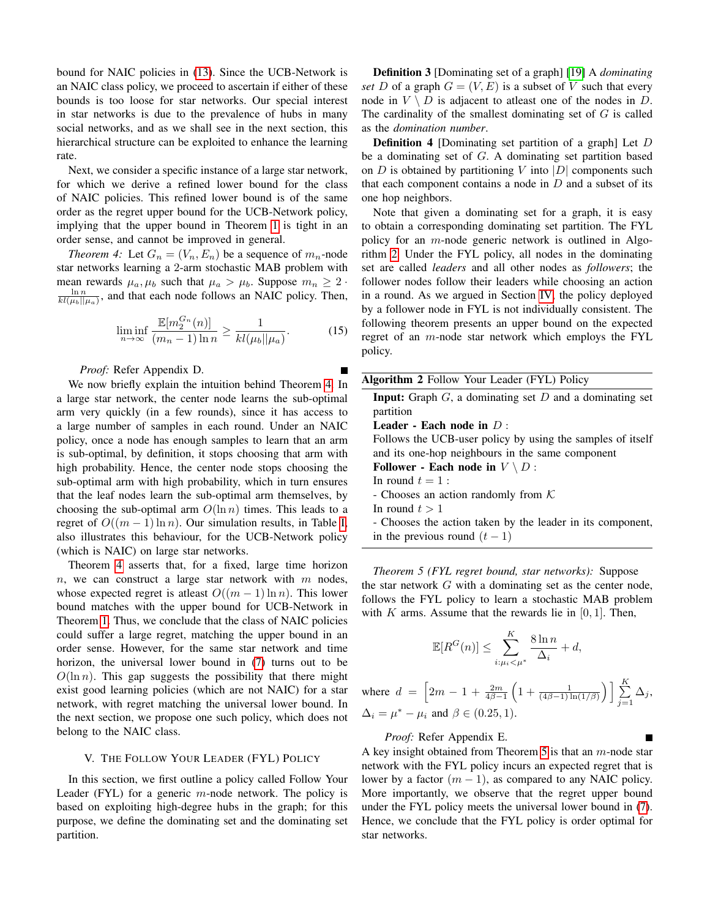bound for NAIC policies in (13). Since the UCB-Network is an NAIC class policy, we proceed to ascertain if either of these bounds is too loose for star networks. Our special interest in star networks is due to the prevalence of hubs in many social networks, and as we shall see in the next section, this hierarchical structure can be exploited to enhance the learning rate.

Next, we consider a specific instance of a large star network, for which we derive a refined lower bound for the class of NAIC policies. This refined lower bound is of the same order as the regret upper bound for the UCB-Network policy, implying that the upper bound in Theorem 1 is tight in an order sense, and cannot be improved in general.

*Theorem 4:* Let $G_n = (V_n, E_n)$ be a sequence of $m_n$-node star networks learning a 2-arm stochastic MAB problem with mean rewards $\mu_a, \mu_b$ such that $\mu_a > \mu_b$. Suppose $m_n \geq 2 \cdot \frac{\ln n}{kl(\mu_b||\mu_a)}$, and that each node follows an NAIC policy. Then,

$$\liminf_{n \to \infty} \frac{\mathbb{E}[m_2^{G_n}(n)]}{(m_n - 1)\ln n} \geq \frac{1}{kl(\mu_b||\mu_a)}. \tag{15}$$

*Proof:* Refer Appendix D. ■

We now briefly explain the intuition behind Theorem 4. In a large star network, the center node learns the sub-optimal arm very quickly (in a few rounds), since it has access to a large number of samples in each round. Under an NAIC policy, once a node has enough samples to learn that an arm is sub-optimal, by definition, it stops choosing that arm with high probability. Hence, the center node stops choosing the sub-optimal arm with high probability, which in turn ensures that the leaf nodes learn the sub-optimal arm themselves, by choosing the sub-optimal arm $O(\ln n)$ times. This leads to a regret of $O((m-1)\ln n)$. Our simulation results, in Table I, also illustrates this behaviour, for the UCB-Network policy (which is NAIC) on large star networks.

Theorem 4 asserts that, for a fixed, large time horizon $n$, we can construct a large star network with $m$ nodes, whose expected regret is atleast $O((m-1)\ln n)$. This lower bound matches with the upper bound for UCB-Network in Theorem 1. Thus, we conclude that the class of NAIC policies could suffer a large regret, matching the upper bound in an order sense. However, for the same star network and time horizon, the universal lower bound in (7) turns out to be $O(\ln n)$. This gap suggests the possibility that there might exist good learning policies (which are not NAIC) for a star network, with regret matching the universal lower bound. In the next section, we propose one such policy, which does not belong to the NAIC class.

## V. The Follow Your Leader (FYL) Policy

In this section, we first outline a policy called Follow Your Leader (FYL) for a generic $m$-node network. The policy is based on exploiting high-degree hubs in the graph; for this purpose, we define the dominating set and the dominating set partition.

**Definition 3** [Dominating set of a graph] [19] A *dominating set* $D$ of a graph $G = (V, E)$ is a subset of $V$ such that every node in $V \setminus D$ is adjacent to atleast one of the nodes in $D$. The cardinality of the smallest dominating set of $G$ is called as the *domination number*.

**Definition 4** [Dominating set partition of a graph] Let $D$ be a dominating set of $G$. A dominating set partition based on $D$ is obtained by partitioning $V$ into $|D|$ components such that each component contains a node in $D$ and a subset of its one hop neighbors.

Note that given a dominating set for a graph, it is easy to obtain a corresponding dominating set partition. The FYL policy for an $m$-node generic network is outlined in Algorithm 2. Under the FYL policy, all nodes in the dominating set are called *leaders* and all other nodes as *followers*; the follower nodes follow their leaders while choosing an action in a round. As we argued in Section IV, the policy deployed by a follower node in FYL is not individually consistent. The following theorem presents an upper bound on the expected regret of an $m$-node star network which employs the FYL policy.

**Algorithm 2** Follow Your Leader (FYL) Policy

**Input:** Graph $G$, a dominating set $D$ and a dominating set partition

**Leader - Each node in** $D$ **:**

Follows the UCB-user policy by using the samples of itself and its one-hop neighbours in the same component

**Follower - Each node in** $V \setminus D$ **:**

In round $t = 1$ :

- Chooses an action randomly from $\mathcal{K}$

In round $t > 1$

- Chooses the action taken by the leader in its component, in the previous round $(t-1)$

*Theorem 5 (FYL regret bound, star networks):* Suppose the star network $G$ with a dominating set as the center node, follows the FYL policy to learn a stochastic MAB problem with $K$ arms. Assume that the rewards lie in $[0, 1]$. Then,

$$\mathbb{E}[R^G(n)] \leq \sum_{i:\mu_i < \mu^*}^{K} \frac{8 \ln n}{\Delta_i} + d,$$

where $d = \left[2m - 1 + \frac{2m}{4\beta - 1}\left(1 + \frac{1}{(4\beta-1)\ln(1/\beta)}\right)\right] \sum_{j=1}^{K} \Delta_j$, $\Delta_i = \mu^* - \mu_i$ and $\beta \in (0.25, 1)$.

*Proof:* Refer Appendix E. ■

A key insight obtained from Theorem 5 is that an $m$-node star network with the FYL policy incurs an expected regret that is lower by a factor $(m-1)$, as compared to any NAIC policy. More importantly, we observe that the regret upper bound under the FYL policy meets the universal lower bound in (7). Hence, we conclude that the FYL policy is order optimal for star networks.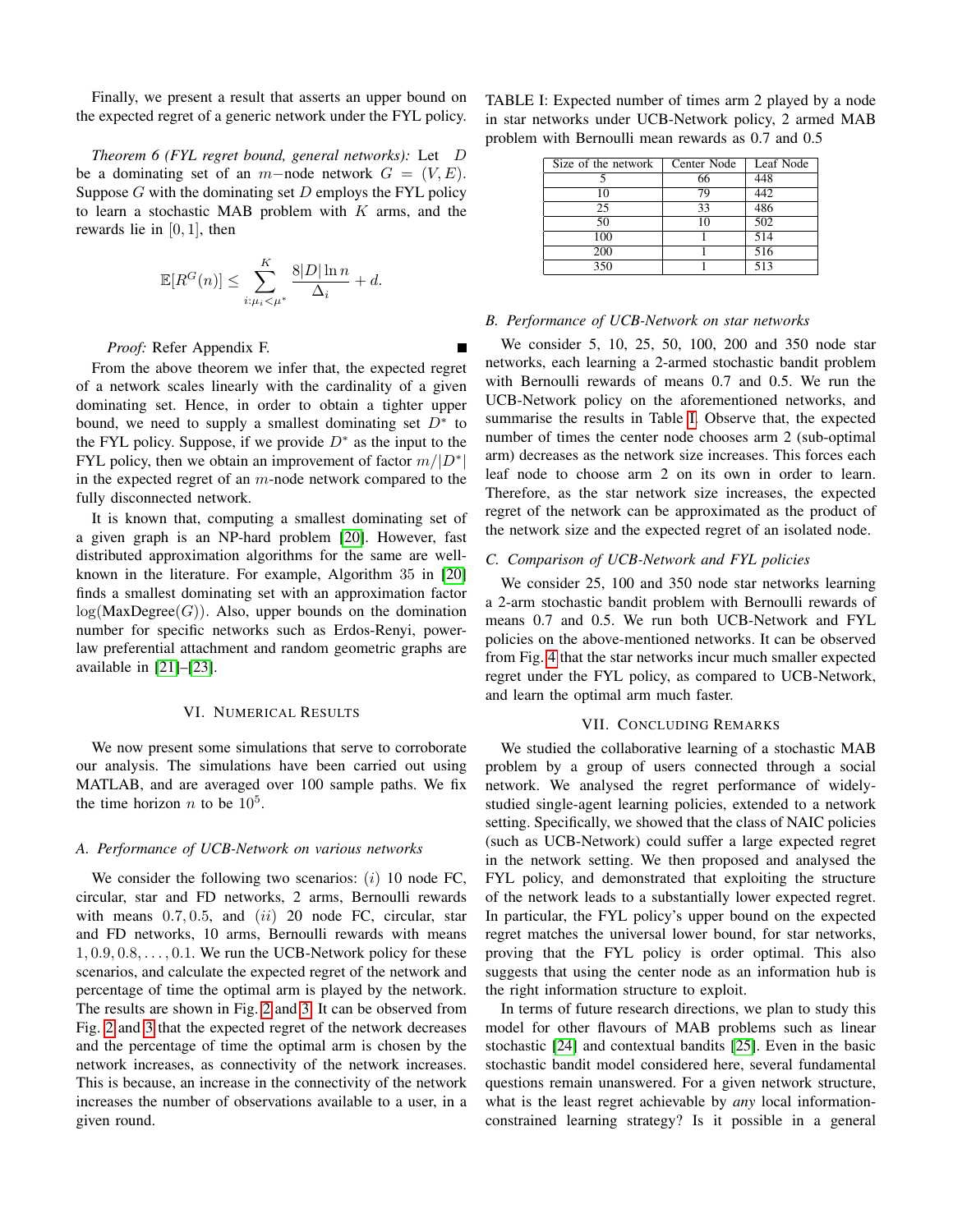Finally, we present a result that asserts an upper bound on the expected regret of a generic network under the FYL policy.

*Theorem 6 (FYL regret bound, general networks):* Let $D$ be a dominating set of an $m-$node network $G = (V, E)$. Suppose $G$ with the dominating set $D$ employs the FYL policy to learn a stochastic MAB problem with $K$ arms, and the rewards lie in $[0, 1]$, then

$$\mathbb{E}[R^G(n)] \leq \sum_{i:\mu_i<\mu^*}^{K} \frac{8|D|\ln n}{\Delta_i} + d.$$

*Proof:* Refer Appendix F. ■

From the above theorem we infer that, the expected regret of a network scales linearly with the cardinality of a given dominating set. Hence, in order to obtain a tighter upper bound, we need to supply a smallest dominating set $D^*$ to the FYL policy. Suppose, if we provide $D^*$ as the input to the FYL policy, then we obtain an improvement of factor $m/|D^*|$ in the expected regret of an $m$-node network compared to the fully disconnected network.

It is known that, computing a smallest dominating set of a given graph is an NP-hard problem [20]. However, fast distributed approximation algorithms for the same are well-known in the literature. For example, Algorithm 35 in [20] finds a smallest dominating set with an approximation factor $\log(\text{MaxDegree}(G))$. Also, upper bounds on the domination number for specific networks such as Erdos-Renyi, power-law preferential attachment and random geometric graphs are available in [21]–[23].

## VI. Numerical Results

We now present some simulations that serve to corroborate our analysis. The simulations have been carried out using MATLAB, and are averaged over 100 sample paths. We fix the time horizon $n$ to be $10^5$.

### A. Performance of UCB-Network on various networks

We consider the following two scenarios: $(i)$ 10 node FC, circular, star and FD networks, 2 arms, Bernoulli rewards with means $0.7, 0.5$, and $(ii)$ 20 node FC, circular, star and FD networks, 10 arms, Bernoulli rewards with means $1, 0.9, 0.8, \ldots, 0.1$. We run the UCB-Network policy for these scenarios, and calculate the expected regret of the network and percentage of time the optimal arm is played by the network. The results are shown in Fig. 2 and 3. It can be observed from Fig. 2 and 3 that the expected regret of the network decreases and the percentage of time the optimal arm is chosen by the network increases, as connectivity of the network increases. This is because, an increase in the connectivity of the network increases the number of observations available to a user, in a given round.

TABLE I: Expected number of times arm 2 played by a node in star networks under UCB-Network policy, 2 armed MAB problem with Bernoulli mean rewards as 0.7 and 0.5

| Size of the network | Center Node | Leaf Node |
|---|---|---|
| 5 | 66 | 448 |
| 10 | 79 | 442 |
| 25 | 33 | 486 |
| 50 | 10 | 502 |
| 100 | 1 | 514 |
| 200 | 1 | 516 |
| 350 | 1 | 513 |

### B. Performance of UCB-Network on star networks

We consider 5, 10, 25, 50, 100, 200 and 350 node star networks, each learning a 2-armed stochastic bandit problem with Bernoulli rewards of means 0.7 and 0.5. We run the UCB-Network policy on the aforementioned networks, and summarise the results in Table I. Observe that, the expected number of times the center node chooses arm 2 (sub-optimal arm) decreases as the network size increases. This forces each leaf node to choose arm 2 on its own in order to learn. Therefore, as the star network size increases, the expected regret of the network can be approximated as the product of the network size and the expected regret of an isolated node.

### C. Comparison of UCB-Network and FYL policies

We consider 25, 100 and 350 node star networks learning a 2-arm stochastic bandit problem with Bernoulli rewards of means 0.7 and 0.5. We run both UCB-Network and FYL policies on the above-mentioned networks. It can be observed from Fig. 4 that the star networks incur much smaller expected regret under the FYL policy, as compared to UCB-Network, and learn the optimal arm much faster.

## VII. Concluding Remarks

We studied the collaborative learning of a stochastic MAB problem by a group of users connected through a social network. We analysed the regret performance of widely-studied single-agent learning policies, extended to a network setting. Specifically, we showed that the class of NAIC policies (such as UCB-Network) could suffer a large expected regret in the network setting. We then proposed and analysed the FYL policy, and demonstrated that exploiting the structure of the network leads to a substantially lower expected regret. In particular, the FYL policy's upper bound on the expected regret matches the universal lower bound, for star networks, proving that the FYL policy is order optimal. This also suggests that using the center node as an information hub is the right information structure to exploit.

In terms of future research directions, we plan to study this model for other flavours of MAB problems such as linear stochastic [24] and contextual bandits [25]. Even in the basic stochastic bandit model considered here, several fundamental questions remain unanswered. For a given network structure, what is the least regret achievable by *any* local information-constrained learning strategy? Is it possible in a general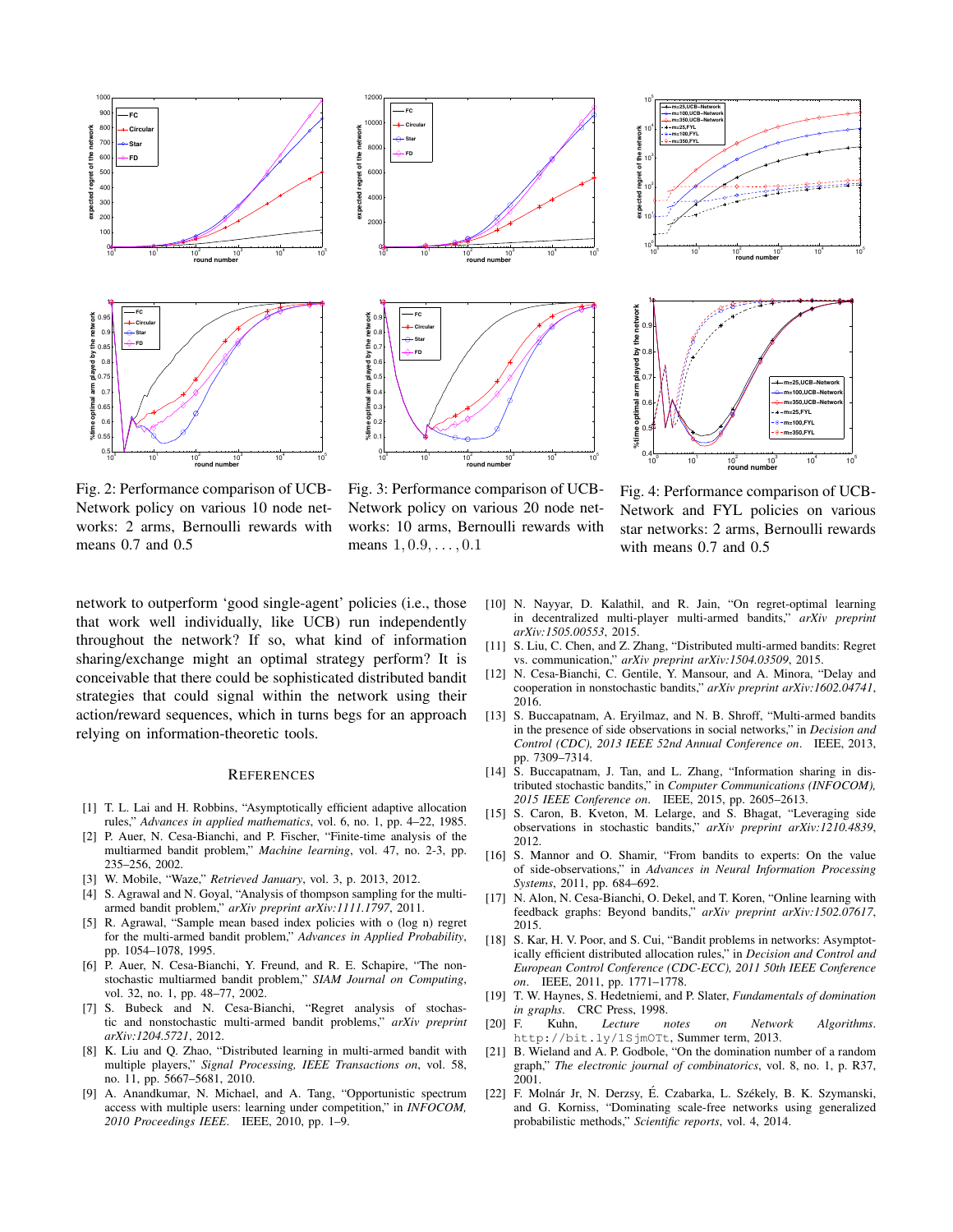Fig. 2: Performance comparison of UCB-Network policy on various 10 node networks: 2 arms, Bernoulli rewards with means 0.7 and 0.5

Fig. 3: Performance comparison of UCB-Network policy on various 20 node networks: 10 arms, Bernoulli rewards with means $1, 0.9, \ldots, 0.1$

Fig. 4: Performance comparison of UCB-Network and FYL policies on various star networks: 2 arms, Bernoulli rewards with means 0.7 and 0.5

network to outperform 'good single-agent' policies (i.e., those that work well individually, like UCB) run independently throughout the network? If so, what kind of information sharing/exchange might an optimal strategy perform? It is conceivable that there could be sophisticated distributed bandit strategies that could signal within the network using their action/reward sequences, which in turns begs for an approach relying on information-theoretic tools.

## References

[1] T. L. Lai and H. Robbins, "Asymptotically efficient adaptive allocation rules," *Advances in applied mathematics*, vol. 6, no. 1, pp. 4–22, 1985.

[2] P. Auer, N. Cesa-Bianchi, and P. Fischer, "Finite-time analysis of the multiarmed bandit problem," *Machine learning*, vol. 47, no. 2-3, pp. 235–256, 2002.

[3] W. Mobile, "Waze," *Retrieved January*, vol. 3, p. 2013, 2012.

[4] S. Agrawal and N. Goyal, "Analysis of thompson sampling for the multi-armed bandit problem," *arXiv preprint arXiv:1111.1797*, 2011.

[5] R. Agrawal, "Sample mean based index policies with o (log n) regret for the multi-armed bandit problem," *Advances in Applied Probability*, pp. 1054–1078, 1995.

[6] P. Auer, N. Cesa-Bianchi, Y. Freund, and R. E. Schapire, "The non-stochastic multiarmed bandit problem," *SIAM Journal on Computing*, vol. 32, no. 1, pp. 48–77, 2002.

[7] S. Bubeck and N. Cesa-Bianchi, "Regret analysis of stochastic and nonstochastic multi-armed bandit problems," *arXiv preprint arXiv:1204.5721*, 2012.

[8] K. Liu and Q. Zhao, "Distributed learning in multi-armed bandit with multiple players," *Signal Processing, IEEE Transactions on*, vol. 58, no. 11, pp. 5667–5681, 2010.

[9] A. Anandkumar, N. Michael, and A. Tang, "Opportunistic spectrum access with multiple users: learning under competition," in *INFOCOM, 2010 Proceedings IEEE*. IEEE, 2010, pp. 1–9.

[10] N. Nayyar, D. Kalathil, and R. Jain, "On regret-optimal learning in decentralized multi-player multi-armed bandits," *arXiv preprint arXiv:1505.00553*, 2015.

[11] S. Liu, C. Chen, and Z. Zhang, "Distributed multi-armed bandits: Regret vs. communication," *arXiv preprint arXiv:1504.03509*, 2015.

[12] N. Cesa-Bianchi, C. Gentile, Y. Mansour, and A. Minora, "Delay and cooperation in nonstochastic bandits," *arXiv preprint arXiv:1602.04741*, 2016.

[13] S. Buccapatnam, A. Eryilmaz, and N. B. Shroff, "Multi-armed bandits in the presence of side observations in social networks," in *Decision and Control (CDC), 2013 IEEE 52nd Annual Conference on*. IEEE, 2013, pp. 7309–7314.

[14] S. Buccapatnam, J. Tan, and L. Zhang, "Information sharing in distributed stochastic bandits," in *Computer Communications (INFOCOM), 2015 IEEE Conference on*. IEEE, 2015, pp. 2605–2613.

[15] S. Caron, B. Kveton, M. Lelarge, and S. Bhagat, "Leveraging side observations in stochastic bandits," *arXiv preprint arXiv:1210.4839*, 2012.

[16] S. Mannor and O. Shamir, "From bandits to experts: On the value of side-observations," in *Advances in Neural Information Processing Systems*, 2011, pp. 684–692.

[17] N. Alon, N. Cesa-Bianchi, O. Dekel, and T. Koren, "Online learning with feedback graphs: Beyond bandits," *arXiv preprint arXiv:1502.07617*, 2015.

[18] S. Kar, H. V. Poor, and S. Cui, "Bandit problems in networks: Asymptotically efficient distributed allocation rules," in *Decision and Control and European Control Conference (CDC-ECC), 2011 50th IEEE Conference on*. IEEE, 2011, pp. 1771–1778.

[19] T. W. Haynes, S. Hedetniemi, and P. Slater, *Fundamentals of domination in graphs*. CRC Press, 1998.

[20] F. Kuhn, *Lecture notes on Network Algorithms*. http://bit.ly/1SjmOTt, Summer term, 2013.

[21] B. Wieland and A. P. Godbole, "On the domination number of a random graph," *The electronic journal of combinatorics*, vol. 8, no. 1, p. R37, 2001.

[22] F. Molnár Jr, N. Derzsy, É. Czabarka, L. Székely, B. K. Szymanski, and G. Korniss, "Dominating scale-free networks using generalized probabilistic methods," *Scientific reports*, vol. 4, 2014.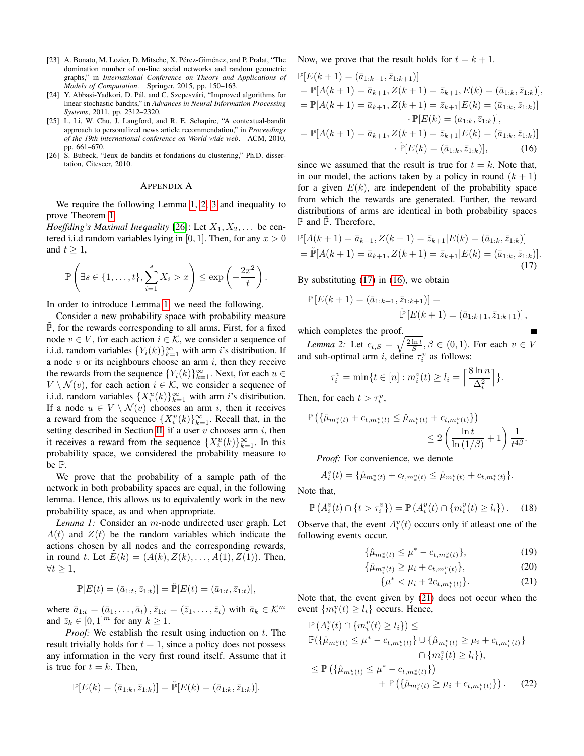[23] A. Bonato, M. Lozier, D. Mitsche, X. Pérez-Giménez, and P. Prałat, "The domination number of on-line social networks and random geometric graphs," in *International Conference on Theory and Applications of Models of Computation*. Springer, 2015, pp. 150–163.

[24] Y. Abbasi-Yadkori, D. Pál, and C. Szepesvári, "Improved algorithms for linear stochastic bandits," in *Advances in Neural Information Processing Systems*, 2011, pp. 2312–2320.

[25] L. Li, W. Chu, J. Langford, and R. E. Schapire, "A contextual-bandit approach to personalized news article recommendation," in *Proceedings of the 19th international conference on World wide web*. ACM, 2010, pp. 661–670.

[26] S. Bubeck, "Jeux de bandits et fondations du clustering," Ph.D. dissertation, Citeseer, 2010.

## APPENDIX A

We require the following Lemma 1, 2, 3 and inequality to prove Theorem 1.

*Hoeffding's Maximal Inequality* [26]: Let $X_1, X_2, \ldots$ be centered i.i.d random variables lying in $[0, 1]$. Then, for any $x > 0$ and $t \geq 1$,

$$\mathbb{P}\left(\exists s \in \{1, \ldots, t\}, \sum_{i=1}^{s} X_i > x\right) \leq \exp\left(-\frac{2x^2}{t}\right).$$

In order to introduce Lemma 1, we need the following.

Consider a new probability space with probability measure $\tilde{\mathbb{P}}$, for the rewards corresponding to all arms. First, for a fixed node $v \in V$, for each action $i \in \mathcal{K}$, we consider a sequence of i.i.d. random variables $\{Y_i(k)\}_{k=1}^{\infty}$ with arm $i$'s distribution. If a node $v$ or its neighbours choose an arm $i$, then they receive the rewards from the sequence $\{Y_i(k)\}_{k=1}^{\infty}$. Next, for each $u \in V \setminus \mathcal{N}(v)$, for each action $i \in \mathcal{K}$, we consider a sequence of i.i.d. random variables $\{X_i^u(k)\}_{k=1}^{\infty}$ with arm $i$'s distribution. If a node $u \in V \setminus \mathcal{N}(v)$ chooses an arm $i$, then it receives a reward from the sequence $\{X_i^u(k)\}_{k=1}^{\infty}$. Recall that, in the setting described in Section II, if a user $v$ chooses arm $i$, then it receives a reward from the sequence $\{X_i^v(k)\}_{k=1}^{\infty}$. In this probability space, we considered the probability measure to be $\mathbb{P}$.

We prove that the probability of a sample path of the network in both probability spaces are equal, in the following lemma. Hence, this allows us to equivalently work in the new probability space, as and when appropriate.

*Lemma 1:* Consider an $m$-node undirected user graph. Let $A(t)$ and $Z(t)$ be the random variables which indicate the actions chosen by all nodes and the corresponding rewards, in round $t$. Let $E(k) = (A(k), Z(k), \ldots, A(1), Z(1))$. Then, $\forall t \geq 1$,

$$\mathbb{P}[E(t) = (\bar{a}_{1:t}, \bar{z}_{1:t})] = \tilde{\mathbb{P}}[E(t) = (\bar{a}_{1:t}, \bar{z}_{1:t})],$$

where $\bar{a}_{1:t} = (\bar{a}_1, \ldots, \bar{a}_t)$, $\bar{z}_{1:t} = (\bar{z}_1, \ldots, \bar{z}_t)$ with $\bar{a}_k \in \mathcal{K}^m$ and $\bar{z}_k \in [0,1]^m$ for any $k \geq 1$.

*Proof:* We establish the result using induction on $t$. The result trivially holds for $t = 1$, since a policy does not possess any information in the very first round itself. Assume that it is true for $t = k$. Then,

$$\mathbb{P}[E(k) = (\bar{a}_{1:k}, \bar{z}_{1:k})] = \tilde{\mathbb{P}}[E(k) = (\bar{a}_{1:k}, \bar{z}_{1:k})].$$

Now, we prove that the result holds for $t = k + 1$.

$$\begin{aligned}
&\mathbb{P}[E(k+1) = (\bar{a}_{1:k+1}, \bar{z}_{1:k+1})] \\
&= \mathbb{P}[A(k+1) = \bar{a}_{k+1}, Z(k+1) = \bar{z}_{k+1}, E(k) = (\bar{a}_{1:k}, \bar{z}_{1:k})], \\
&= \mathbb{P}[A(k+1) = \bar{a}_{k+1}, Z(k+1) = \bar{z}_{k+1} | E(k) = (\bar{a}_{1:k}, \bar{z}_{1:k})] \\
&\qquad \cdot \mathbb{P}[E(k) = (a_{1:k}, \bar{z}_{1:k})], \\
&= \mathbb{P}[A(k+1) = \bar{a}_{k+1}, Z(k+1) = \bar{z}_{k+1} | E(k) = (\bar{a}_{1:k}, \bar{z}_{1:k})] \\
&\qquad \cdot \tilde{\mathbb{P}}[E(k) = (\bar{a}_{1:k}, \bar{z}_{1:k})], \qquad (16)
\end{aligned}$$

since we assumed that the result is true for $t = k$. Note that, in our model, the actions taken by a policy in round $(k+1)$ for a given $E(k)$, are independent of the probability space from which the rewards are generated. Further, the reward distributions of arms are identical in both probability spaces $\mathbb{P}$ and $\tilde{\mathbb{P}}$. Therefore,

$$\begin{aligned}
&\mathbb{P}[A(k+1) = \bar{a}_{k+1}, Z(k+1) = \bar{z}_{k+1} | E(k) = (\bar{a}_{1:k}, \bar{z}_{1:k})] \\
&= \tilde{\mathbb{P}}[A(k+1) = \bar{a}_{k+1}, Z(k+1) = \bar{z}_{k+1} | E(k) = (\bar{a}_{1:k}, \bar{z}_{1:k})]. \qquad (17)
\end{aligned}$$

By substituting (17) in (16), we obtain

$$\mathbb{P}\left[E(k+1) = (\bar{a}_{1:k+1}, \bar{z}_{1:k+1})\right] = \tilde{\mathbb{P}}\left[E(k+1) = (\bar{a}_{1:k+1}, \bar{z}_{1:k+1})\right],$$

which completes the proof. ∎

*Lemma 2:* Let $c_{t,S} = \sqrt{\frac{2 \ln t}{S}}, \beta \in (0,1)$. For each $v \in V$ and sub-optimal arm $i$, define $\tau_i^v$ as follows:

$$\tau_i^v = \min\{t \in [n] : m_i^v(t) \geq l_i = \left\lceil \frac{8 \ln n}{\Delta_i^2} \right\rceil\}.$$

Then, for each $t > \tau_i^v$,

$$\mathbb{P}\left(\{\hat{\mu}_{m_*^v(t)} + c_{t, m_*^v(t)} \leq \hat{\mu}_{m_i^v(t)} + c_{t, m_i^v(t)}\}\right) \leq 2\left(\frac{\ln t}{\ln(1/\beta)} + 1\right)\frac{1}{t^{4\beta}}.$$

*Proof:* For convenience, we denote

$$A_i^v(t) = \{\hat{\mu}_{m_*^v(t)} + c_{t, m_*^v(t)} \leq \hat{\mu}_{m_i^v(t)} + c_{t, m_i^v(t)}\}.$$

Note that,

$$\mathbb{P}\left(A_i^v(t) \cap \{t > \tau_i^v\}\right) = \mathbb{P}\left(A_i^v(t) \cap \{m_i^v(t) \geq l_i\}\right). \qquad (18)$$

Observe that, the event $A_i^v(t)$ occurs only if atleast one of the following events occur.

$$\{\hat{\mu}_{m_*^v(t)} \leq \mu^* - c_{t, m_*^v(t)}\}, \qquad (19)$$

$$\{\hat{\mu}_{m_i^v(t)} \geq \mu_i + c_{t, m_i^v(t)}\}, \qquad (20)$$

$$\{\mu^* < \mu_i + 2c_{t, m_i^v(t)}\}. \qquad (21)$$

Note that, the event given by (21) does not occur when the event $\{m_i^v(t) \geq l_i\}$ occurs. Hence,

$$\begin{aligned}
&\mathbb{P}\left(A_i^v(t) \cap \{m_i^v(t) \geq l_i\}\right) \leq \\
&\mathbb{P}(\{\hat{\mu}_{m_*^v(t)} \leq \mu^* - c_{t, m_*^v(t)}\} \cup \{\hat{\mu}_{m_i^v(t)} \geq \mu_i + c_{t, m_i^v(t)}\} \\
&\qquad \cap \{m_i^v(t) \geq l_i\}), \\
&\leq \mathbb{P}\left(\{\hat{\mu}_{m_*^v(t)} \leq \mu^* - c_{t, m_*^v(t)}\}\right) \\
&\qquad + \mathbb{P}\left(\{\hat{\mu}_{m_i^v(t)} \geq \mu_i + c_{t, m_i^v(t)}\}\right). \qquad (22)
\end{aligned}$$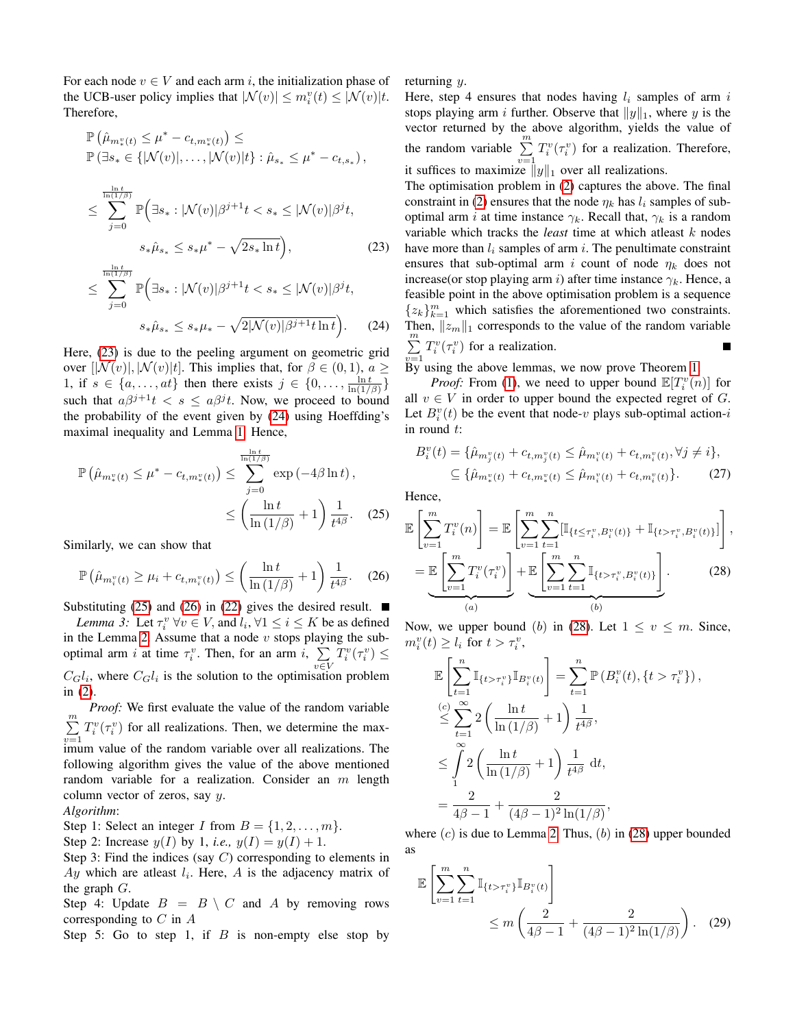For each node $v \in V$ and each arm $i$, the initialization phase of the UCB-user policy implies that $|\mathcal{N}(v)| \leq m_i^v(t) \leq |\mathcal{N}(v)|t$. Therefore,

$$
\begin{aligned}
&\mathbb{P}\left(\hat{\mu}_{m_*^v(t)} \leq \mu^* - c_{t,m_*^v(t)}\right) \leq \\
&\mathbb{P}\left(\exists s_* \in \{|\mathcal{N}(v)|, \ldots, |\mathcal{N}(v)|t\} : \hat{\mu}_{s_*} \leq \mu^* - c_{t,s_*}\right),
\end{aligned}
$$

$$
\begin{aligned}
&\leq \sum_{j=0}^{\frac{\ln t}{\ln(1/\beta)}} \mathbb{P}\Big(\exists s_* : |\mathcal{N}(v)|\beta^{j+1}t < s_* \leq |\mathcal{N}(v)|\beta^j t, \\
&\qquad s_*\hat{\mu}_{s_*} \leq s_*\mu^* - \sqrt{2s_* \ln t}\Big), \qquad (23)\\
&\leq \sum_{j=0}^{\frac{\ln t}{\ln(1/\beta)}} \mathbb{P}\Big(\exists s_* : |\mathcal{N}(v)|\beta^{j+1}t < s_* \leq |\mathcal{N}(v)|\beta^j t, \\
&\qquad s_*\hat{\mu}_{s_*} \leq s_*\mu_* - \sqrt{2|\mathcal{N}(v)|\beta^{j+1}t \ln t}\Big). \qquad (24)
\end{aligned}
$$

Here, (23) is due to the peeling argument on geometric grid over $[|\mathcal{N}(v)|, |\mathcal{N}(v)|t]$. This implies that, for $\beta \in (0,1)$, $a \geq 1$, if $s \in \{a, \ldots, at\}$ then there exists $j \in \{0, \ldots, \frac{\ln t}{\ln(1/\beta)}\}$ such that $a\beta^{j+1}t < s \leq a\beta^j t$. Now, we proceed to bound the probability of the event given by (24) using Hoeffding's maximal inequality and Lemma 1. Hence,

$$
\begin{aligned}
\mathbb{P}\left(\hat{\mu}_{m_*^v(t)} \leq \mu^* - c_{t,m_*^v(t)}\right) &\leq \sum_{j=0}^{\frac{\ln t}{\ln(1/\beta)}} \exp\left(-4\beta \ln t\right), \\
&\leq \left(\frac{\ln t}{\ln(1/\beta)} + 1\right)\frac{1}{t^{4\beta}}. \qquad (25)
\end{aligned}
$$

Similarly, we can show that

$$
\mathbb{P}\left(\hat{\mu}_{m_i^v(t)} \geq \mu_i + c_{t,m_i^v(t)}\right) \leq \left(\frac{\ln t}{\ln(1/\beta)} + 1\right)\frac{1}{t^{4\beta}}. \qquad (26)
$$

Substituting (25) and (26) in (22) gives the desired result. ∎

*Lemma 3:* Let $\tau_i^v \, \forall v \in V$, and $l_i, \forall 1 \leq i \leq K$ be as defined in the Lemma 2. Assume that a node $v$ stops playing the sub-optimal arm $i$ at time $\tau_i^v$. Then, for an arm $i$, $\sum_{v \in V} T_i^v(\tau_i^v) \leq C_G l_i$, where $C_G l_i$ is the solution to the optimisation problem in (2).

*Proof:* We first evaluate the value of the random variable $\sum_{v=1}^{m} T_i^v(\tau_i^v)$ for all realizations. Then, we determine the maximum value of the random variable over all realizations. The following algorithm gives the value of the above mentioned random variable for a realization. Consider an $m$ length column vector of zeros, say $y$.

*Algorithm*:

Step 1: Select an integer $I$ from $B = \{1, 2, \ldots, m\}$.

Step 2: Increase $y(I)$ by 1, *i.e.,* $y(I) = y(I) + 1$.

Step 3: Find the indices (say $C$) corresponding to elements in $Ay$ which are atleast $l_i$. Here, $A$ is the adjacency matrix of the graph $G$.

Step 4: Update $B = B \setminus C$ and $A$ by removing rows corresponding to $C$ in $A$

Step 5: Go to step 1, if $B$ is non-empty else stop by returning $y$.

Here, step 4 ensures that nodes having $l_i$ samples of arm $i$ stops playing arm $i$ further. Observe that $\|y\|_1$, where $y$ is the vector returned by the above algorithm, yields the value of the random variable $\sum_{v=1}^{m} T_i^v(\tau_i^v)$ for a realization. Therefore, it suffices to maximize $\|y\|_1$ over all realizations.

The optimisation problem in (2) captures the above. The final constraint in (2) ensures that the node $\eta_k$ has $l_i$ samples of sub-optimal arm $i$ at time instance $\gamma_k$. Recall that, $\gamma_k$ is a random variable which tracks the *least* time at which atleast $k$ nodes have more than $l_i$ samples of arm $i$. The penultimate constraint ensures that sub-optimal arm $i$ count of node $\eta_k$ does not increase(or stop playing arm $i$) after time instance $\gamma_k$. Hence, a feasible point in the above optimisation problem is a sequence $\{z_k\}_{k=1}^m$ which satisfies the aforementioned two constraints. Then, $\|z_m\|_1$ corresponds to the value of the random variable $\sum_{v=1}^{m} T_i^v(\tau_i^v)$ for a realization. ∎

By using the above lemmas, we now prove Theorem 1.

*Proof:* From (1), we need to upper bound $\mathbb{E}[T_i^v(n)]$ for all $v \in V$ in order to upper bound the expected regret of $G$. Let $B_i^v(t)$ be the event that node-$v$ plays sub-optimal action-$i$ in round $t$:

$$
\begin{aligned}
B_i^v(t) &= \{\hat{\mu}_{m_j^v(t)} + c_{t,m_j^v(t)} \leq \hat{\mu}_{m_i^v(t)} + c_{t,m_i^v(t)}, \forall j \neq i\}, \\
&\subseteq \{\hat{\mu}_{m_*^v(t)} + c_{t,m_*^v(t)} \leq \hat{\mu}_{m_i^v(t)} + c_{t,m_i^v(t)}\}. \qquad (27)
\end{aligned}
$$

Hence,

$$
\begin{aligned}
\mathbb{E}\left[\sum_{v=1}^{m} T_i^v(n)\right] &= \mathbb{E}\left[\sum_{v=1}^{m}\sum_{t=1}^{n}[\mathbb{I}_{\{t \leq \tau_i^v, B_i^v(t)\}} + \mathbb{I}_{\{t > \tau_i^v, B_i^v(t)\}}]\right], \\
&= \underbrace{\mathbb{E}\left[\sum_{v=1}^{m} T_i^v(\tau_i^v)\right]}_{(a)} + \underbrace{\mathbb{E}\left[\sum_{v=1}^{m}\sum_{t=1}^{n}\mathbb{I}_{\{t > \tau_i^v, B_i^v(t)\}}\right]}_{(b)}. \qquad (28)
\end{aligned}
$$

Now, we upper bound $(b)$ in (28). Let $1 \leq v \leq m$. Since, $m_i^v(t) \geq l_i$ for $t > \tau_i^v$,

$$
\begin{aligned}
\mathbb{E}\left[\sum_{t=1}^{n}\mathbb{I}_{\{t > \tau_i^v\}}\mathbb{I}_{B_i^v(t)}\right] &= \sum_{t=1}^{n}\mathbb{P}\left(B_i^v(t), \{t > \tau_i^v\}\right), \\
&\overset{(c)}{\leq} \sum_{t=1}^{\infty} 2\left(\frac{\ln t}{\ln(1/\beta)} + 1\right)\frac{1}{t^{4\beta}}, \\
&\leq \int_{1}^{\infty} 2\left(\frac{\ln t}{\ln(1/\beta)} + 1\right)\frac{1}{t^{4\beta}} \, \mathrm{d}t, \\
&= \frac{2}{4\beta - 1} + \frac{2}{(4\beta - 1)^2 \ln(1/\beta)},
\end{aligned}
$$

where $(c)$ is due to Lemma 2. Thus, $(b)$ in (28) upper bounded as

$$
\begin{aligned}
\mathbb{E}&\left[\sum_{v=1}^{m}\sum_{t=1}^{n}\mathbb{I}_{\{t > \tau_i^v\}}\mathbb{I}_{B_i^v(t)}\right] \\
&\leq m\left(\frac{2}{4\beta - 1} + \frac{2}{(4\beta - 1)^2 \ln(1/\beta)}\right). \qquad (29)
\end{aligned}
$$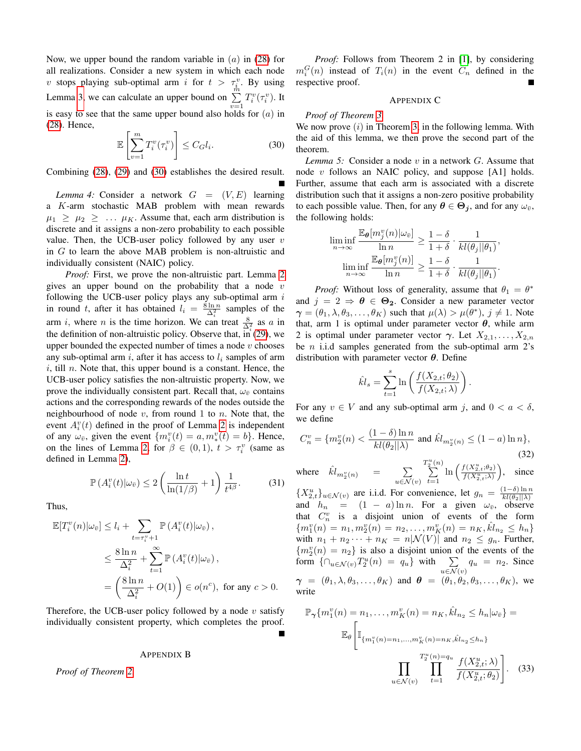Now, we upper bound the random variable in $(a)$ in (28) for all realizations. Consider a new system in which each node $v$ stops playing sub-optimal arm $i$ for $t > \tau_i^v$. By using Lemma 3, we can calculate an upper bound on $\sum_{v=1}^{m} T_i^v(\tau_i^v)$. It is easy to see that the same upper bound also holds for $(a)$ in (28). Hence,

$$\mathbb{E}\left[\sum_{v=1}^{m} T_i^v(\tau_i^v)\right] \leq C_G l_i. \tag{30}$$

Combining (28), (29) and (30) establishes the desired result. ∎

*Lemma 4:* Consider a network $G = (V, E)$ learning a $K$-arm stochastic MAB problem with mean rewards $\mu_1 \geq \mu_2 \geq \ldots \mu_K$. Assume that, each arm distribution is discrete and it assigns a non-zero probability to each possible value. Then, the UCB-user policy followed by any user $v$ in $G$ to learn the above MAB problem is non-altruistic and individually consistent (NAIC) policy.

*Proof:* First, we prove the non-altruistic part. Lemma 2 gives an upper bound on the probability that a node $v$ following the UCB-user policy plays any sub-optimal arm $i$ in round $t$, after it has obtained $l_i = \frac{8 \ln n}{\Delta_i^2}$ samples of the arm $i$, where $n$ is the time horizon. We can treat $\frac{8}{\Delta_i^2}$ as $a$ in the definition of non-altruistic policy. Observe that, in (29), we upper bounded the expected number of times a node $v$ chooses any sub-optimal arm $i$, after it has access to $l_i$ samples of arm $i$, till $n$. Note that, this upper bound is a constant. Hence, the UCB-user policy satisfies the non-altruistic property. Now, we prove the individually consistent part. Recall that, $\omega_{\bar{v}}$ contains actions and the corresponding rewards of the nodes outside the neighbourhood of node $v$, from round 1 to $n$. Note that, the event $A_i^v(t)$ defined in the proof of Lemma 2 is independent of any $\omega_{\bar{v}}$, given the event $\{m_i^v(t) = a, m_*^v(t) = b\}$. Hence, on the lines of Lemma 2, for $\beta \in (0, 1)$, $t > \tau_i^v$ (same as defined in Lemma 2),

$$\mathbb{P}\left(A_i^v(t)|\omega_{\bar{v}}\right) \leq 2\left(\frac{\ln t}{\ln(1/\beta)} + 1\right)\frac{1}{t^{4\beta}}. \tag{31}$$

Thus,

$$\begin{aligned}
\mathbb{E}[T_i^v(n)|\omega_{\bar{v}}] &\leq l_i + \sum_{t=\tau_i^v+1} \mathbb{P}\left(A_i^v(t)|\omega_{\bar{v}}\right), \\
&\leq \frac{8 \ln n}{\Delta_i^2} + \sum_{t=1}^{\infty} \mathbb{P}\left(A_i^v(t)|\omega_{\bar{v}}\right), \\
&= \left(\frac{8 \ln n}{\Delta_i^2} + O(1)\right) \in o(n^c), \text{ for any } c > 0.
\end{aligned}$$

Therefore, the UCB-user policy followed by a node $v$ satisfy individually consistent property, which completes the proof. ∎

## Appendix B

*Proof of Theorem 2*

*Proof:* Follows from Theorem 2 in [1], by considering $m_i^G(n)$ instead of $T_i(n)$ in the event $C_n$ defined in the respective proof. ∎

## Appendix C

*Proof of Theorem 3*

We now prove $(i)$ in Theorem 3 in the following lemma. With the aid of this lemma, we then prove the second part of the theorem.

*Lemma 5:* Consider a node $v$ in a network $G$. Assume that node $v$ follows an NAIC policy, and suppose [A1] holds. Further, assume that each arm is associated with a discrete distribution such that it assigns a non-zero positive probability to each possible value. Then, for any $\boldsymbol{\theta} \in \boldsymbol{\Theta_j}$, and for any $\omega_{\bar{v}}$, the following holds:

$$\begin{aligned}
\liminf_{n\to\infty} \frac{\mathbb{E}_{\boldsymbol{\theta}}[m_j^v(n)|\omega_{\bar{v}}]}{\ln n} &\geq \frac{1-\delta}{1+\delta} \cdot \frac{1}{kl(\theta_j||\theta_1)}, \\
\liminf_{n\to\infty} \frac{\mathbb{E}_{\boldsymbol{\theta}}[m_j^v(n)]}{\ln n} &\geq \frac{1-\delta}{1+\delta} \cdot \frac{1}{kl(\theta_j||\theta_1)}.
\end{aligned}$$

*Proof:* Without loss of generality, assume that $\theta_1 = \theta^*$ and $j = 2 \Rightarrow \boldsymbol{\theta} \in \boldsymbol{\Theta_2}$. Consider a new parameter vector $\boldsymbol{\gamma} = (\theta_1, \lambda, \theta_3, \ldots, \theta_K)$ such that $\mu(\lambda) > \mu(\theta^*)$, $j \neq 1$. Note that, arm 1 is optimal under parameter vector $\boldsymbol{\theta}$, while arm 2 is optimal under parameter vector $\boldsymbol{\gamma}$. Let $X_{2,1}, \ldots, X_{2,n}$ be $n$ i.i.d samples generated from the sub-optimal arm 2's distribution with parameter vector $\boldsymbol{\theta}$. Define

$$\hat{kl}_s = \sum_{t=1}^{s} \ln\left(\frac{f(X_{2,t}; \theta_2)}{f(X_{2,t}; \lambda)}\right).$$

For any $v \in V$ and any sub-optimal arm $j$, and $0 < a < \delta$, we define

$$C_n^v = \{m_2^v(n) < \frac{(1-\delta)\ln n}{kl(\theta_2||\lambda)} \text{ and } \hat{kl}_{m_2^v(n)} \leq (1-a)\ln n\}, \tag{32}$$

where $\hat{kl}_{m_2^v(n)} = \sum_{u\in\mathcal{N}(v)} \sum_{t=1}^{T_2^u(n)} \ln\left(\frac{f(X_{2,t}^u;\theta_2)}{f(X_{2,t}^u;\lambda)}\right)$, since $\{X_{2,t}^u\}_{u\in\mathcal{N}(v)}$ are i.i.d. For convenience, let $g_n = \frac{(1-\delta)\ln n}{kl(\theta_2||\lambda)}$ and $h_n = (1-a)\ln n$. For a given $\omega_{\bar{v}}$, observe that $C_n^v$ is a disjoint union of events of the form $\{m_1^v(n) = n_1, m_2^v(n) = n_2, \ldots, m_K^v(n) = n_K, \hat{kl}_{n_2} \leq h_n\}$ with $n_1 + n_2 \cdots + n_K = n|\mathcal{N}(V)|$ and $n_2 \leq g_n$. Further, $\{m_2^v(n) = n_2\}$ is also a disjoint union of the events of the form $\{\cap_{u\in\mathcal{N}(v)} T_2^u(n) = q_u\}$ with $\sum_{u\in\mathcal{N}(v)} q_u = n_2$. Since $\boldsymbol{\gamma} = (\theta_1, \lambda, \theta_3, \ldots, \theta_K)$ and $\boldsymbol{\theta} = (\theta_1, \theta_2, \theta_3, \ldots, \theta_K)$, we write

$$\mathbb{P}_{\boldsymbol{\gamma}}\{m_1^v(n) = n_1, \ldots, m_K^v(n) = n_K, \hat{kl}_{n_2} \leq h_n|\omega_{\bar{v}}\} = \mathbb{E}_{\theta}\left[\mathbb{I}_{\{m_1^v(n)=n_1,\ldots,m_K^v(n)=n_K, \hat{kl}_{n_2}\leq h_n\}} \prod_{u\in\mathcal{N}(v)} \prod_{t=1}^{T_2^u(n)=q_u} \frac{f(X_{2,t}^u;\lambda)}{f(X_{2,t}^u;\theta_2)}\right]. \tag{33}$$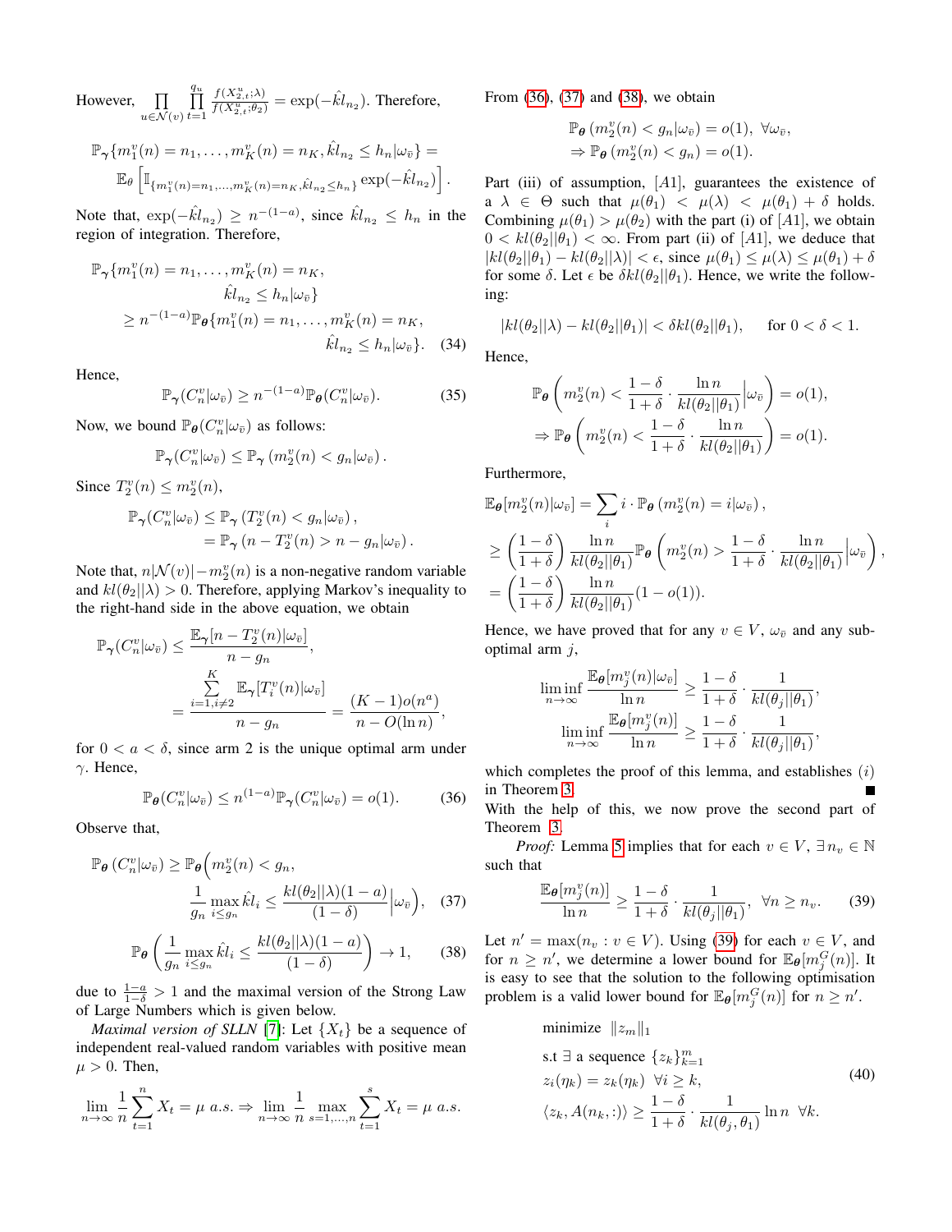However, $\prod_{u\in\mathcal{N}(v)}\prod_{t=1}^{q_u}\frac{f(X^u_{2,t};\lambda)}{f(X^u_{2,t};\theta_2)} = \exp(-\hat{kl}_{n_2})$. Therefore,

$$\mathbb{P}_{\boldsymbol{\gamma}}\{m_1^v(n)=n_1,\ldots,m_K^v(n)=n_K,\hat{kl}_{n_2}\le h_n|\omega_{\bar{v}}\} = \mathbb{E}_{\boldsymbol{\theta}}\left[\mathbb{I}_{\{m_1^v(n)=n_1,\ldots,m_K^v(n)=n_K,\hat{kl}_{n_2}\le h_n\}}\exp(-\hat{kl}_{n_2})\right].$$

Note that, $\exp(-\hat{kl}_{n_2})\ge n^{-(1-a)}$, since $\hat{kl}_{n_2}\le h_n$ in the region of integration. Therefore,

$$\begin{aligned}\mathbb{P}_{\boldsymbol{\gamma}}\{m_1^v(n)=n_1,\ldots,m_K^v(n)=n_K,&\\ \hat{kl}_{n_2}\le h_n|\omega_{\bar{v}}\}&\\ \ge n^{-(1-a)}\mathbb{P}_{\boldsymbol{\theta}}\{m_1^v(n)=n_1,\ldots,m_K^v(n)=n_K,&\\ \hat{kl}_{n_2}\le h_n|\omega_{\bar{v}}\}.&\end{aligned}\tag{34}$$

Hence,

$$\mathbb{P}_{\boldsymbol{\gamma}}(C_n^v|\omega_{\bar{v}})\ge n^{-(1-a)}\mathbb{P}_{\boldsymbol{\theta}}(C_n^v|\omega_{\bar{v}}).\tag{35}$$

Now, we bound $\mathbb{P}_{\boldsymbol{\theta}}(C_n^v|\omega_{\bar{v}})$ as follows:

$$\mathbb{P}_{\boldsymbol{\gamma}}(C_n^v|\omega_{\bar{v}})\le\mathbb{P}_{\boldsymbol{\gamma}}\left(m_2^v(n)<g_n|\omega_{\bar{v}}\right).$$

Since $T_2^v(n)\le m_2^v(n)$,

$$\begin{aligned}\mathbb{P}_{\boldsymbol{\gamma}}(C_n^v|\omega_{\bar{v}})&\le\mathbb{P}_{\boldsymbol{\gamma}}\left(T_2^v(n)<g_n|\omega_{\bar{v}}\right),\\&=\mathbb{P}_{\boldsymbol{\gamma}}\left(n-T_2^v(n)>n-g_n|\omega_{\bar{v}}\right).\end{aligned}$$

Note that, $n|\mathcal{N}(v)|-m_2^v(n)$ is a non-negative random variable and $kl(\theta_2||\lambda)>0$. Therefore, applying Markov's inequality to the right-hand side in the above equation, we obtain

$$\begin{aligned}\mathbb{P}_{\boldsymbol{\gamma}}(C_n^v|\omega_{\bar{v}})&\le\frac{\mathbb{E}_{\boldsymbol{\gamma}}[n-T_2^v(n)|\omega_{\bar{v}}]}{n-g_n},\\&=\frac{\sum_{i=1,i\neq 2}^{K}\mathbb{E}_{\boldsymbol{\gamma}}[T_i^v(n)|\omega_{\bar{v}}]}{n-g_n}=\frac{(K-1)o(n^a)}{n-O(\ln n)},\end{aligned}$$

for $0<a<\delta$, since arm 2 is the unique optimal arm under $\gamma$. Hence,

$$\mathbb{P}_{\boldsymbol{\theta}}(C_n^v|\omega_{\bar{v}})\le n^{(1-a)}\mathbb{P}_{\boldsymbol{\gamma}}(C_n^v|\omega_{\bar{v}})=o(1).\tag{36}$$

Observe that,

$$\begin{aligned}\mathbb{P}_{\boldsymbol{\theta}}\left(C_n^v|\omega_{\bar{v}}\right)\ge\mathbb{P}_{\boldsymbol{\theta}}\Big(m_2^v(n)<g_n,&\\ \frac{1}{g_n}\max_{i\le g_n}\hat{kl}_i\le\frac{kl(\theta_2||\lambda)(1-a)}{(1-\delta)}\Big|\omega_{\bar{v}}\Big),&\end{aligned}\tag{37}$$

$$\mathbb{P}_{\boldsymbol{\theta}}\left(\frac{1}{g_n}\max_{i\le g_n}\hat{kl}_i\le\frac{kl(\theta_2||\lambda)(1-a)}{(1-\delta)}\right)\to 1,\tag{38}$$

due to $\frac{1-a}{1-\delta}>1$ and the maximal version of the Strong Law of Large Numbers which is given below.

*Maximal version of SLLN* [7]: Let $\{X_t\}$ be a sequence of independent real-valued random variables with positive mean $\mu>0$. Then,

$$\lim_{n\to\infty}\frac{1}{n}\sum_{t=1}^{n}X_t=\mu\ a.s.\Rightarrow\lim_{n\to\infty}\frac{1}{n}\max_{s=1,\ldots,n}\sum_{t=1}^{s}X_t=\mu\ a.s.$$

From (36), (37) and (38), we obtain

$$\begin{aligned}&\mathbb{P}_{\boldsymbol{\theta}}\left(m_2^v(n)<g_n|\omega_{\bar{v}}\right)=o(1),\ \ \forall\omega_{\bar{v}},\\ \Rightarrow\ &\mathbb{P}_{\boldsymbol{\theta}}\left(m_2^v(n)<g_n\right)=o(1).\end{aligned}$$

Part (iii) of assumption, [A1], guarantees the existence of a $\lambda\in\Theta$ such that $\mu(\theta_1)<\mu(\lambda)<\mu(\theta_1)+\delta$ holds. Combining $\mu(\theta_1)>\mu(\theta_2)$ with the part (i) of [A1], we obtain $0<kl(\theta_2||\theta_1)<\infty$. From part (ii) of [A1], we deduce that $|kl(\theta_2||\theta_1)-kl(\theta_2||\lambda)|<\epsilon$, since $\mu(\theta_1)\le\mu(\lambda)\le\mu(\theta_1)+\delta$ for some $\delta$. Let $\epsilon$ be $\delta kl(\theta_2||\theta_1)$. Hence, we write the following:

$$|kl(\theta_2||\lambda)-kl(\theta_2||\theta_1)|<\delta kl(\theta_2||\theta_1),\qquad\text{for }0<\delta<1.$$

Hence,

$$\begin{aligned}&\mathbb{P}_{\boldsymbol{\theta}}\left(m_2^v(n)<\frac{1-\delta}{1+\delta}\cdot\frac{\ln n}{kl(\theta_2||\theta_1)}\Big|\omega_{\bar{v}}\right)=o(1),\\ \Rightarrow\ &\mathbb{P}_{\boldsymbol{\theta}}\left(m_2^v(n)<\frac{1-\delta}{1+\delta}\cdot\frac{\ln n}{kl(\theta_2||\theta_1)}\right)=o(1).\end{aligned}$$

Furthermore,

$$\begin{aligned}\mathbb{E}_{\boldsymbol{\theta}}[m_2^v(n)|\omega_{\bar{v}}]&=\sum_i i\cdot\mathbb{P}_{\boldsymbol{\theta}}\left(m_2^v(n)=i|\omega_{\bar{v}}\right),\\&\ge\left(\frac{1-\delta}{1+\delta}\right)\frac{\ln n}{kl(\theta_2||\theta_1)}\mathbb{P}_{\boldsymbol{\theta}}\left(m_2^v(n)>\frac{1-\delta}{1+\delta}\cdot\frac{\ln n}{kl(\theta_2||\theta_1)}\Big|\omega_{\bar{v}}\right),\\&=\left(\frac{1-\delta}{1+\delta}\right)\frac{\ln n}{kl(\theta_2||\theta_1)}(1-o(1)).\end{aligned}$$

Hence, we have proved that for any $v\in V$, $\omega_{\bar{v}}$ and any sub-optimal arm $j$,

$$\begin{aligned}\liminf_{n\to\infty}\frac{\mathbb{E}_{\boldsymbol{\theta}}[m_j^v(n)|\omega_{\bar{v}}]}{\ln n}&\ge\frac{1-\delta}{1+\delta}\cdot\frac{1}{kl(\theta_j||\theta_1)},\\ \liminf_{n\to\infty}\frac{\mathbb{E}_{\boldsymbol{\theta}}[m_j^v(n)]}{\ln n}&\ge\frac{1-\delta}{1+\delta}\cdot\frac{1}{kl(\theta_j||\theta_1)},\end{aligned}$$

which completes the proof of this lemma, and establishes $(i)$ in Theorem 3. ■

With the help of this, we now prove the second part of Theorem 3.

*Proof:* Lemma 5 implies that for each $v\in V$, $\exists n_v\in\mathbb{N}$ such that

$$\frac{\mathbb{E}_{\boldsymbol{\theta}}[m_j^v(n)]}{\ln n}\ge\frac{1-\delta}{1+\delta}\cdot\frac{1}{kl(\theta_j||\theta_1)},\quad\forall n\ge n_v.\tag{39}$$

Let $n'=\max(n_v:v\in V)$. Using (39) for each $v\in V$, and for $n\ge n'$, we determine a lower bound for $\mathbb{E}_{\boldsymbol{\theta}}[m_j^G(n)]$. It is easy to see that the solution to the following optimisation problem is a valid lower bound for $\mathbb{E}_{\boldsymbol{\theta}}[m_j^G(n)]$ for $n\ge n'$.

$$\begin{aligned}&\text{minimize}\quad\|z_m\|_1\\ &\text{s.t}\ \exists\text{ a sequence }\{z_k\}_{k=1}^m\\ &z_i(\eta_k)=z_k(\eta_k)\ \ \forall i\ge k,\\ &\langle z_k,A(n_k,:)\rangle\ge\frac{1-\delta}{1+\delta}\cdot\frac{1}{kl(\theta_j,\theta_1)}\ln n\ \ \forall k.\end{aligned}\tag{40}$$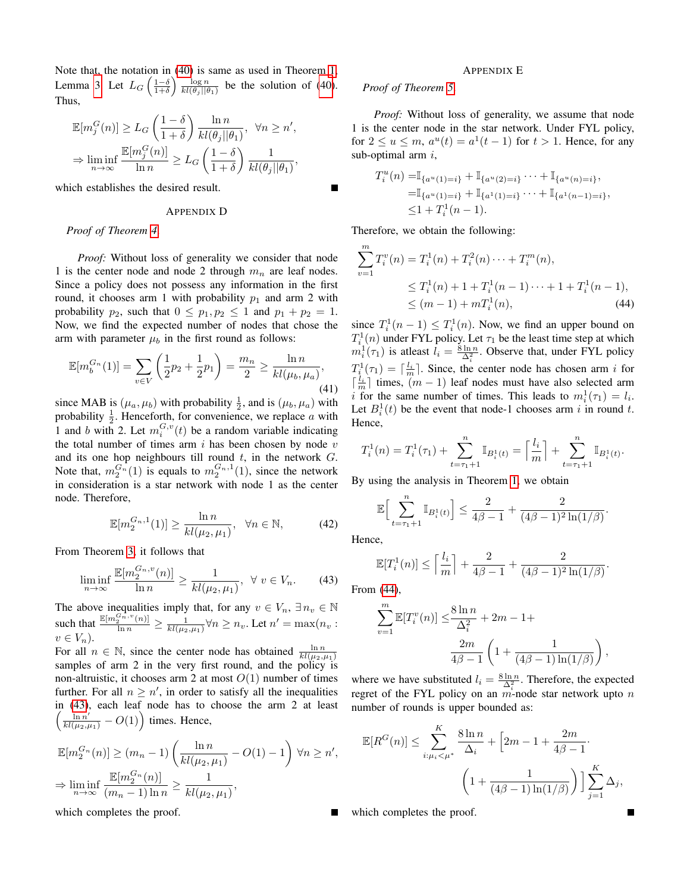Note that, the notation in (40) is same as used in Theorem 1, Lemma 3. Let $L_G\left(\frac{1-\delta}{1+\delta}\right)\frac{\log n}{kl(\theta_j||\theta_1)}$ be the solution of (40). Thus,

$$\mathbb{E}[m_j^G(n)] \geq L_G\left(\frac{1-\delta}{1+\delta}\right)\frac{\ln n}{kl(\theta_j||\theta_1)}, \quad \forall n \geq n',$$
$$\Rightarrow \liminf_{n\to\infty}\frac{\mathbb{E}[m_j^G(n)]}{\ln n} \geq L_G\left(\frac{1-\delta}{1+\delta}\right)\frac{1}{kl(\theta_j||\theta_1)},$$

which establishes the desired result. ■

## Appendix D

*Proof of Theorem 4.*

*Proof:* Without loss of generality we consider that node 1 is the center node and node 2 through $m_n$ are leaf nodes. Since a policy does not possess any information in the first round, it chooses arm 1 with probability $p_1$ and arm 2 with probability $p_2$, such that $0 \leq p_1, p_2 \leq 1$ and $p_1 + p_2 = 1$. Now, we find the expected number of nodes that chose the arm with parameter $\mu_b$ in the first round as follows:

$$\mathbb{E}[m_b^{G_n}(1)] = \sum_{v\in V}\left(\frac{1}{2}p_2 + \frac{1}{2}p_1\right) = \frac{m_n}{2} \geq \frac{\ln n}{kl(\mu_b, \mu_a)}, \tag{41}$$

since MAB is $(\mu_a, \mu_b)$ with probability $\frac{1}{2}$, and is $(\mu_b, \mu_a)$ with probability $\frac{1}{2}$. Henceforth, for convenience, we replace $a$ with 1 and $b$ with 2. Let $m_i^{G,v}(t)$ be a random variable indicating the total number of times arm $i$ has been chosen by node $v$ and its one hop neighbours till round $t$, in the network $G$. Note that, $m_2^{G_n}(1)$ is equals to $m_2^{G_n,1}(1)$, since the network in consideration is a star network with node 1 as the center node. Therefore,

$$\mathbb{E}[m_2^{G_n,1}(1)] \geq \frac{\ln n}{kl(\mu_2, \mu_1)}, \quad \forall n \in \mathbb{N}, \tag{42}$$

From Theorem 3, it follows that

$$\liminf_{n\to\infty}\frac{\mathbb{E}[m_2^{G_n,v}(n)]}{\ln n} \geq \frac{1}{kl(\mu_2, \mu_1)}, \quad \forall\, v \in V_n. \tag{43}$$

The above inequalities imply that, for any $v \in V_n$, $\exists n_v \in \mathbb{N}$ such that $\frac{\mathbb{E}[m_2^{G_n,v}(n)]}{\ln n} \geq \frac{1}{kl(\mu_2,\mu_1)} \forall n \geq n_v$. Let $n' = \max(n_v : v \in V_n)$.

For all $n \in \mathbb{N}$, since the center node has obtained $\frac{\ln n}{kl(\mu_2,\mu_1)}$ samples of arm 2 in the very first round, and the policy is non-altruistic, it chooses arm 2 at most $O(1)$ number of times further. For all $n \geq n'$, in order to satisfy all the inequalities in (43), each leaf node has to choose the arm 2 at least $\left(\frac{\ln n'}{kl(\mu_2,\mu_1)} - O(1)\right)$ times. Hence,

$$\mathbb{E}[m_2^{G_n}(n)] \geq (m_n - 1)\left(\frac{\ln n}{kl(\mu_2, \mu_1)} - O(1) - 1\right) \ \forall n \geq n',$$
$$\Rightarrow \liminf_{n\to\infty}\frac{\mathbb{E}[m_2^{G_n}(n)]}{(m_n - 1)\ln n} \geq \frac{1}{kl(\mu_2, \mu_1)},$$

which completes the proof. ■

## Appendix E

*Proof of Theorem 5.*

*Proof:* Without loss of generality, we assume that node 1 is the center node in the star network. Under FYL policy, for $2 \leq u \leq m$, $a^u(t) = a^1(t-1)$ for $t > 1$. Hence, for any sub-optimal arm $i$,

$$\begin{aligned}
T_i^u(n) =& \mathbb{I}_{\{a^u(1)=i\}} + \mathbb{I}_{\{a^u(2)=i\}} \cdots + \mathbb{I}_{\{a^u(n)=i\}}, \\
=& \mathbb{I}_{\{a^u(1)=i\}} + \mathbb{I}_{\{a^1(1)=i\}} \cdots + \mathbb{I}_{\{a^1(n-1)=i\}}, \\
\leq& 1 + T_i^1(n-1).
\end{aligned}$$

Therefore, we obtain the following:

$$\begin{aligned}
\sum_{v=1}^{m} T_i^v(n) &= T_i^1(n) + T_i^2(n) \cdots + T_i^m(n), \\
&\leq T_i^1(n) + 1 + T_i^1(n-1) \cdots + 1 + T_i^1(n-1), \\
&\leq (m-1) + mT_i^1(n),
\end{aligned} \tag{44}$$

since $T_i^1(n-1) \leq T_i^1(n)$. Now, we find an upper bound on $T_i^1(n)$ under FYL policy. Let $\tau_1$ be the least time step at which $m_i^1(\tau_1)$ is atleast $l_i = \frac{8\ln n}{\Delta_i^2}$. Observe that, under FYL policy $T_i^1(\tau_1) = \lceil \frac{l_i}{m} \rceil$. Since, the center node has chosen arm $i$ for $\lceil \frac{l_i}{m} \rceil$ times, $(m-1)$ leaf nodes must have also selected arm $i$ for the same number of times. This leads to $m_i^1(\tau_1) = l_i$. Let $B_i^1(t)$ be the event that node-1 chooses arm $i$ in round $t$. Hence,

$$T_i^1(n) = T_i^1(\tau_1) + \sum_{t=\tau_1+1}^{n}\mathbb{I}_{B_i^1(t)} = \left\lceil\frac{l_i}{m}\right\rceil + \sum_{t=\tau_1+1}^{n}\mathbb{I}_{B_i^1(t)}.$$

By using the analysis in Theorem 1, we obtain

$$\mathbb{E}\Big[\sum_{t=\tau_1+1}^{n}\mathbb{I}_{B_i^1(t)}\Big] \leq \frac{2}{4\beta - 1} + \frac{2}{(4\beta-1)^2\ln(1/\beta)}.$$

Hence,

$$\mathbb{E}[T_i^1(n)] \leq \left\lceil\frac{l_i}{m}\right\rceil + \frac{2}{4\beta - 1} + \frac{2}{(4\beta-1)^2\ln(1/\beta)}.$$

From (44),

$$\sum_{v=1}^{m}\mathbb{E}[T_i^v(n)] \leq \frac{8\ln n}{\Delta_i^2} + 2m - 1 + \frac{2m}{4\beta-1}\left(1 + \frac{1}{(4\beta-1)\ln(1/\beta)}\right),$$

where we have substituted $l_i = \frac{8\ln n}{\Delta_i^2}$. Therefore, the expected regret of the FYL policy on an $m$-node star network upto $n$ number of rounds is upper bounded as:

$$\mathbb{E}[R^G(n)] \leq \sum_{i:\mu_i<\mu^*}^{K}\frac{8\ln n}{\Delta_i} + \Big[2m - 1 + \frac{2m}{4\beta - 1}\cdot \left(1 + \frac{1}{(4\beta-1)\ln(1/\beta)}\right)\Big]\sum_{j=1}^{K}\Delta_j,$$

which completes the proof. ■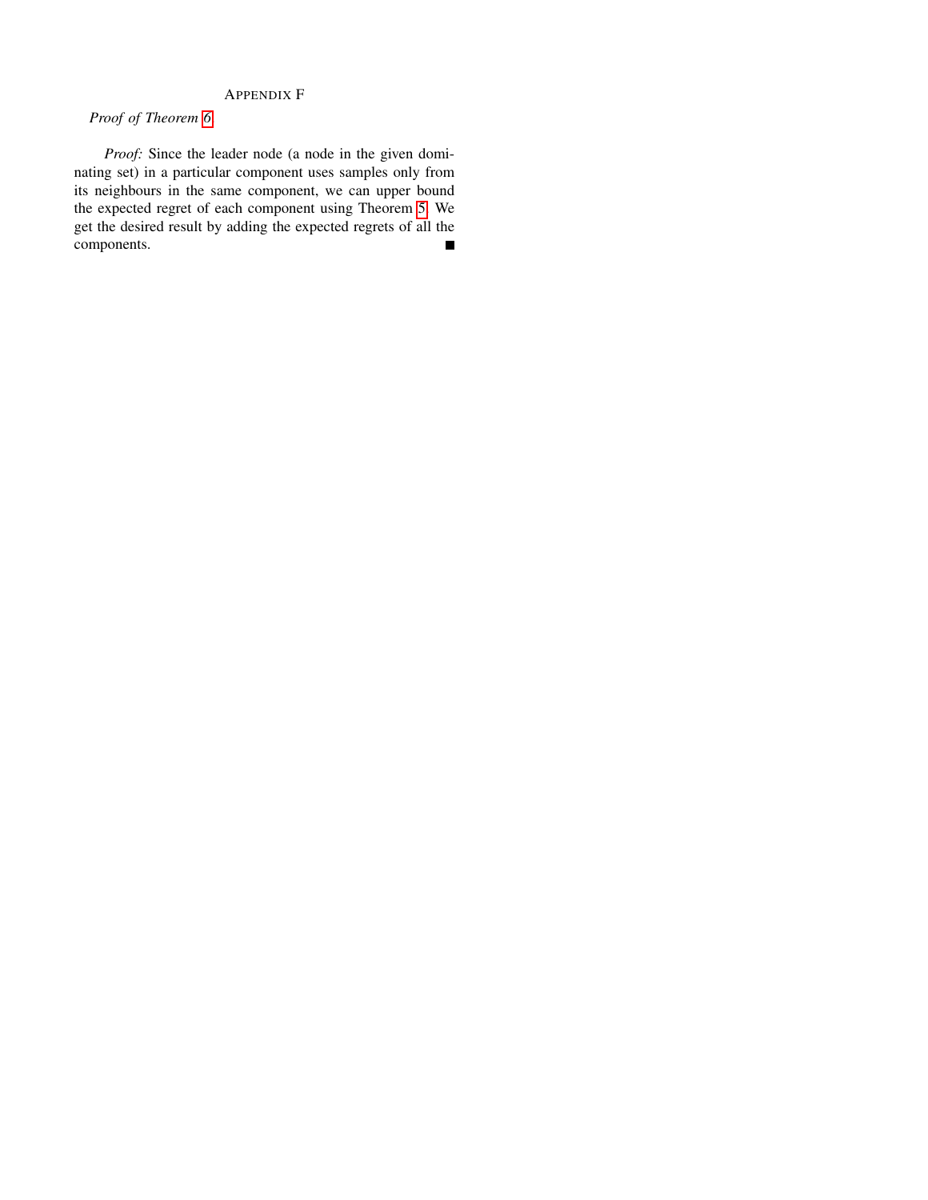## APPENDIX F

*Proof of Theorem 6.*

*Proof:* Since the leader node (a node in the given dominating set) in a particular component uses samples only from its neighbours in the same component, we can upper bound the expected regret of each component using Theorem 5. We get the desired result by adding the expected regrets of all the components. ■